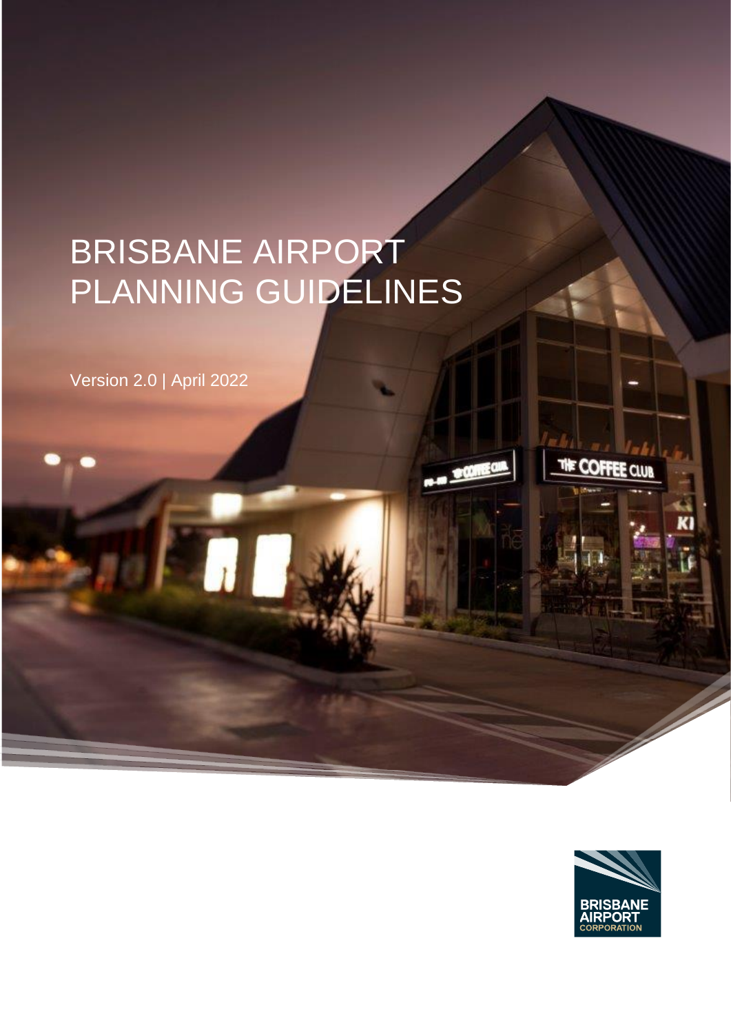# BRISBANE AIRPORT PLANNING GUIDELINES

Version 2.0 | April 2022

BRISBANE AIRPORT CORPORATION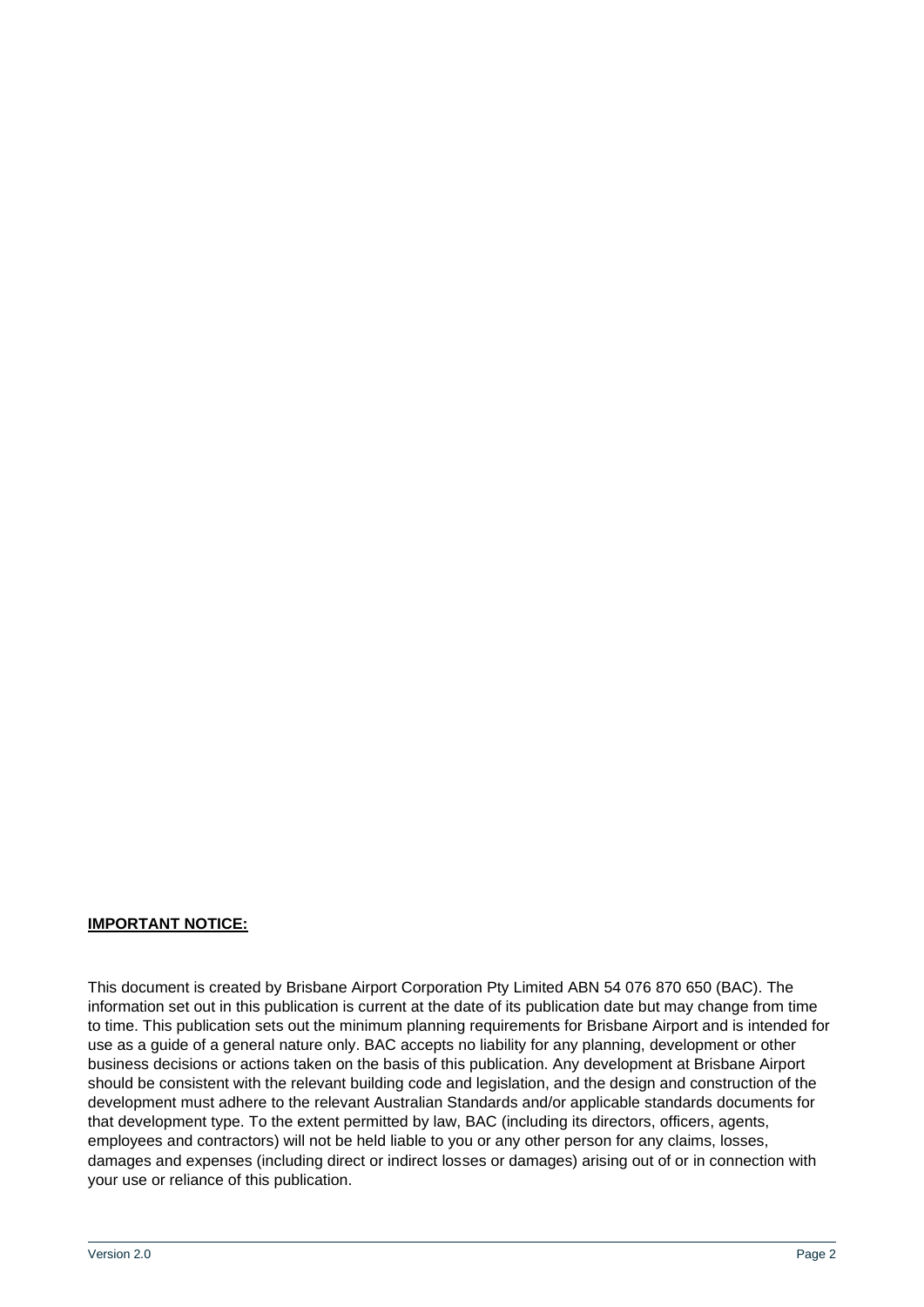**IMPORTANT NOTICE:**

This document is created by Brisbane Airport Corporation Pty Limited ABN 54 076 870 650 (BAC). The information set out in this publication is current at the date of its publication date but may change from time to time. This publication sets out the minimum planning requirements for Brisbane Airport and is intended for use as a guide of a general nature only. BAC accepts no liability for any planning, development or other business decisions or actions taken on the basis of this publication. Any development at Brisbane Airport should be consistent with the relevant building code and legislation, and the design and construction of the development must adhere to the relevant Australian Standards and/or applicable standards documents for that development type. To the extent permitted by law, BAC (including its directors, officers, agents, employees and contractors) will not be held liable to you or any other person for any claims, losses, damages and expenses (including direct or indirect losses or damages) arising out of or in connection with your use or reliance of this publication.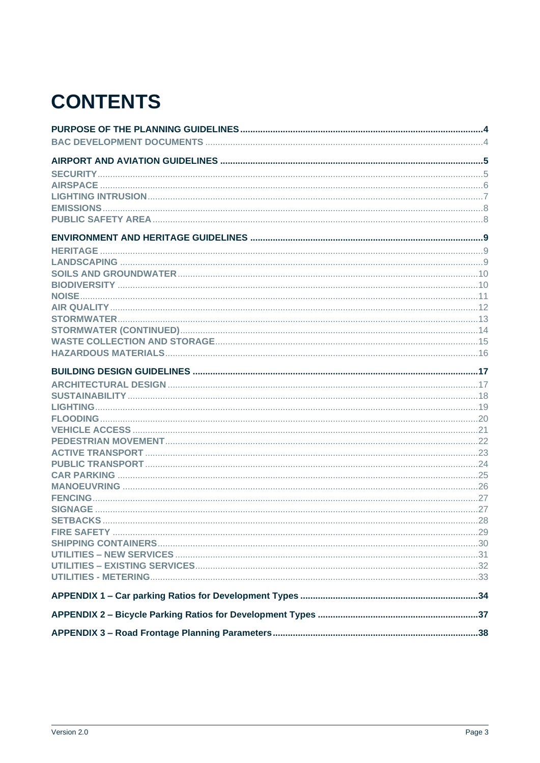# CONTENTS

**PURPOSE OF THE PLANNING GUIDELINES** .......... **4**
- BAC DEVELOPMENT DOCUMENTS .......... 4

**AIRPORT AND AVIATION GUIDELINES** .......... **5**
- SECURITY .......... 5
- AIRSPACE .......... 6
- LIGHTING INTRUSION .......... 7
- EMISSIONS .......... 8
- PUBLIC SAFETY AREA .......... 8

**ENVIRONMENT AND HERITAGE GUIDELINES** .......... **9**
- HERITAGE .......... 9
- LANDSCAPING .......... 9
- SOILS AND GROUNDWATER .......... 10
- BIODIVERSITY .......... 10
- NOISE .......... 11
- AIR QUALITY .......... 12
- STORMWATER .......... 13
- STORMWATER (CONTINUED) .......... 14
- WASTE COLLECTION AND STORAGE .......... 15
- HAZARDOUS MATERIALS .......... 16

**BUILDING DESIGN GUIDELINES** .......... **17**
- ARCHITECTURAL DESIGN .......... 17
- SUSTAINABILITY .......... 18
- LIGHTING .......... 19
- FLOODING .......... 20
- VEHICLE ACCESS .......... 21
- PEDESTRIAN MOVEMENT .......... 22
- ACTIVE TRANSPORT .......... 23
- PUBLIC TRANSPORT .......... 24
- CAR PARKING .......... 25
- MANOEUVRING .......... 26
- FENCING .......... 27
- SIGNAGE .......... 27
- SETBACKS .......... 28
- FIRE SAFETY .......... 29
- SHIPPING CONTAINERS .......... 30
- UTILITIES – NEW SERVICES .......... 31
- UTILITIES – EXISTING SERVICES .......... 32
- UTILITIES - METERING .......... 33

**APPENDIX 1 – Car parking Ratios for Development Types** .......... **34**

**APPENDIX 2 – Bicycle Parking Ratios for Development Types** .......... **37**

**APPENDIX 3 – Road Frontage Planning Parameters** .......... **38**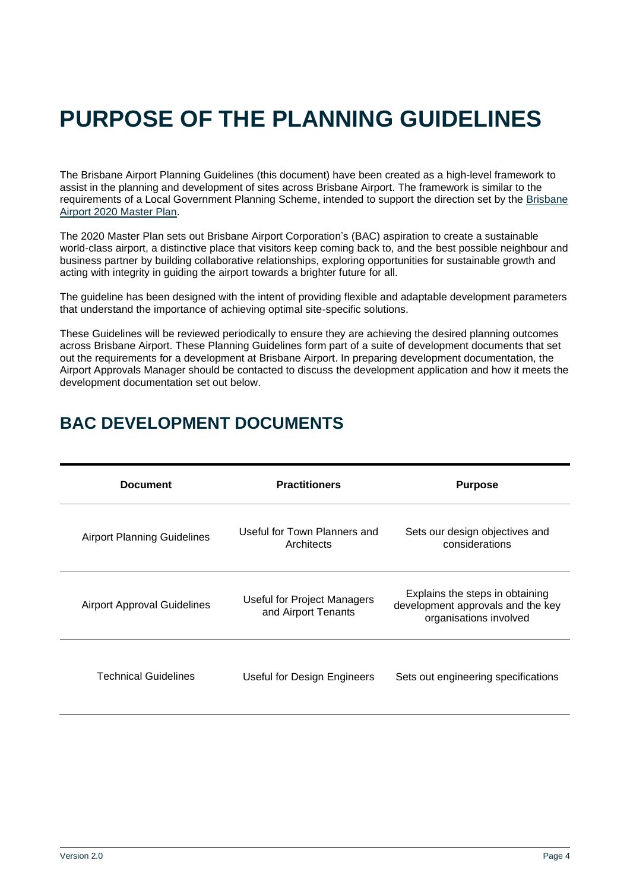# PURPOSE OF THE PLANNING GUIDELINES

The Brisbane Airport Planning Guidelines (this document) have been created as a high-level framework to assist in the planning and development of sites across Brisbane Airport. The framework is similar to the requirements of a Local Government Planning Scheme, intended to support the direction set by the Brisbane Airport 2020 Master Plan.

The 2020 Master Plan sets out Brisbane Airport Corporation's (BAC) aspiration to create a sustainable world-class airport, a distinctive place that visitors keep coming back to, and the best possible neighbour and business partner by building collaborative relationships, exploring opportunities for sustainable growth and acting with integrity in guiding the airport towards a brighter future for all.

The guideline has been designed with the intent of providing flexible and adaptable development parameters that understand the importance of achieving optimal site-specific solutions.

These Guidelines will be reviewed periodically to ensure they are achieving the desired planning outcomes across Brisbane Airport. These Planning Guidelines form part of a suite of development documents that set out the requirements for a development at Brisbane Airport. In preparing development documentation, the Airport Approvals Manager should be contacted to discuss the development application and how it meets the development documentation set out below.

## BAC DEVELOPMENT DOCUMENTS

| Document | Practitioners | Purpose |
|---|---|---|
| Airport Planning Guidelines | Useful for Town Planners and Architects | Sets our design objectives and considerations |
| Airport Approval Guidelines | Useful for Project Managers and Airport Tenants | Explains the steps in obtaining development approvals and the key organisations involved |
| Technical Guidelines | Useful for Design Engineers | Sets out engineering specifications |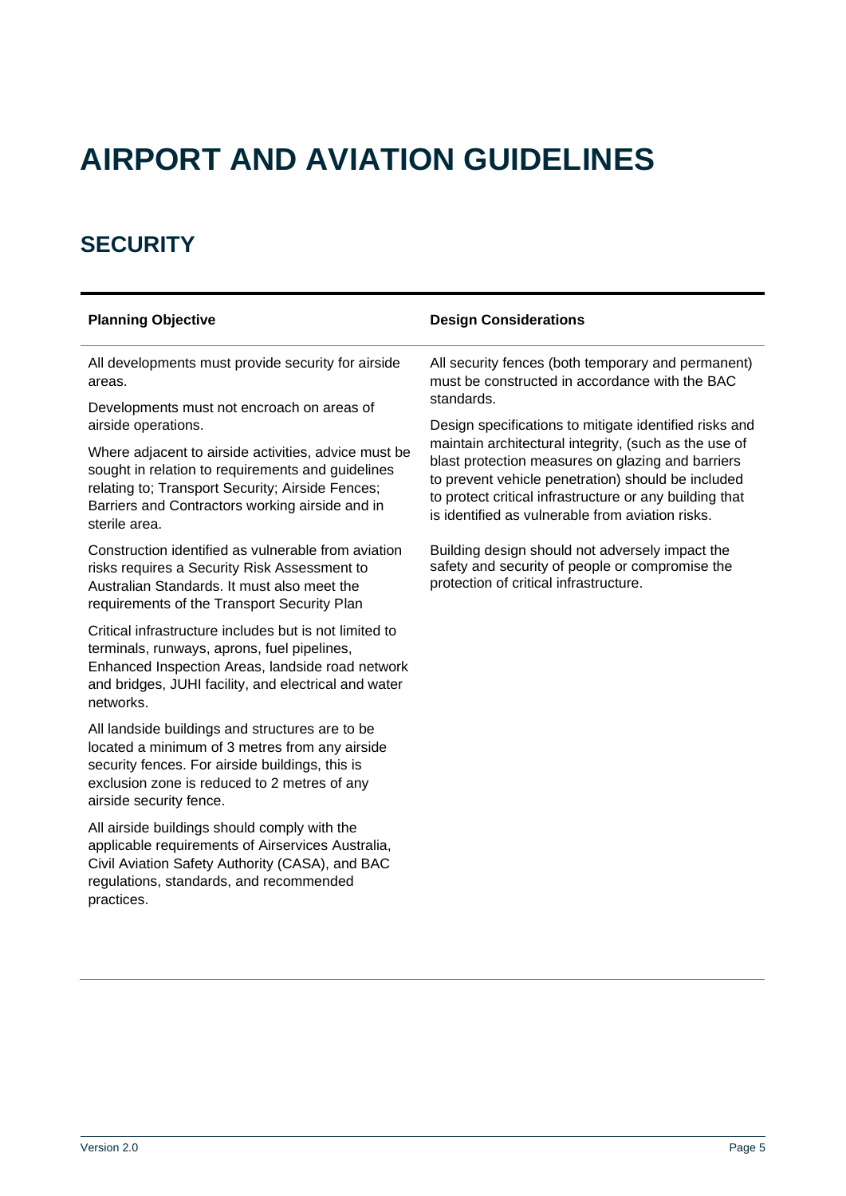# AIRPORT AND AVIATION GUIDELINES

## SECURITY

| Planning Objective | Design Considerations |
|---|---|
| All developments must provide security for airside areas.<br><br>Developments must not encroach on areas of airside operations.<br><br>Where adjacent to airside activities, advice must be sought in relation to requirements and guidelines relating to; Transport Security; Airside Fences; Barriers and Contractors working airside and in sterile area.<br><br>Construction identified as vulnerable from aviation risks requires a Security Risk Assessment to Australian Standards. It must also meet the requirements of the Transport Security Plan<br><br>Critical infrastructure includes but is not limited to terminals, runways, aprons, fuel pipelines, Enhanced Inspection Areas, landside road network and bridges, JUHI facility, and electrical and water networks.<br><br>All landside buildings and structures are to be located a minimum of 3 metres from any airside security fences. For airside buildings, this is exclusion zone is reduced to 2 metres of any airside security fence.<br><br>All airside buildings should comply with the applicable requirements of Airservices Australia, Civil Aviation Safety Authority (CASA), and BAC regulations, standards, and recommended practices. | All security fences (both temporary and permanent) must be constructed in accordance with the BAC standards.<br><br>Design specifications to mitigate identified risks and maintain architectural integrity, (such as the use of blast protection measures on glazing and barriers to prevent vehicle penetration) should be included to protect critical infrastructure or any building that is identified as vulnerable from aviation risks.<br><br>Building design should not adversely impact the safety and security of people or compromise the protection of critical infrastructure. |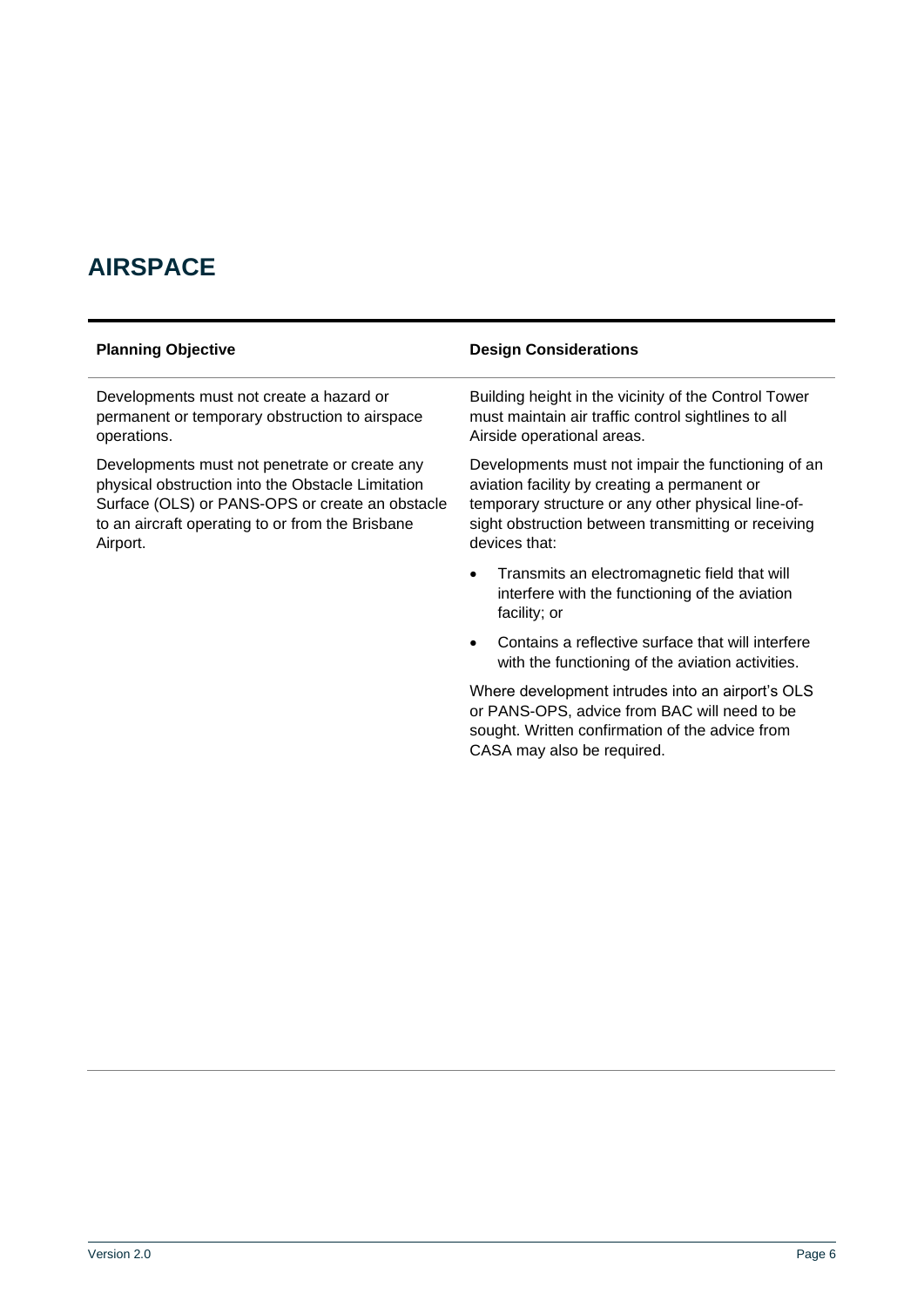## AIRSPACE

| Planning Objective | Design Considerations |
|---|---|
| Developments must not create a hazard or permanent or temporary obstruction to airspace operations.<br><br>Developments must not penetrate or create any physical obstruction into the Obstacle Limitation Surface (OLS) or PANS-OPS or create an obstacle to an aircraft operating to or from the Brisbane Airport. | Building height in the vicinity of the Control Tower must maintain air traffic control sightlines to all Airside operational areas.<br><br>Developments must not impair the functioning of an aviation facility by creating a permanent or temporary structure or any other physical line-of-sight obstruction between transmitting or receiving devices that:<br><br>• Transmits an electromagnetic field that will interfere with the functioning of the aviation facility; or<br><br>• Contains a reflective surface that will interfere with the functioning of the aviation activities.<br><br>Where development intrudes into an airport's OLS or PANS-OPS, advice from BAC will need to be sought. Written confirmation of the advice from CASA may also be required. |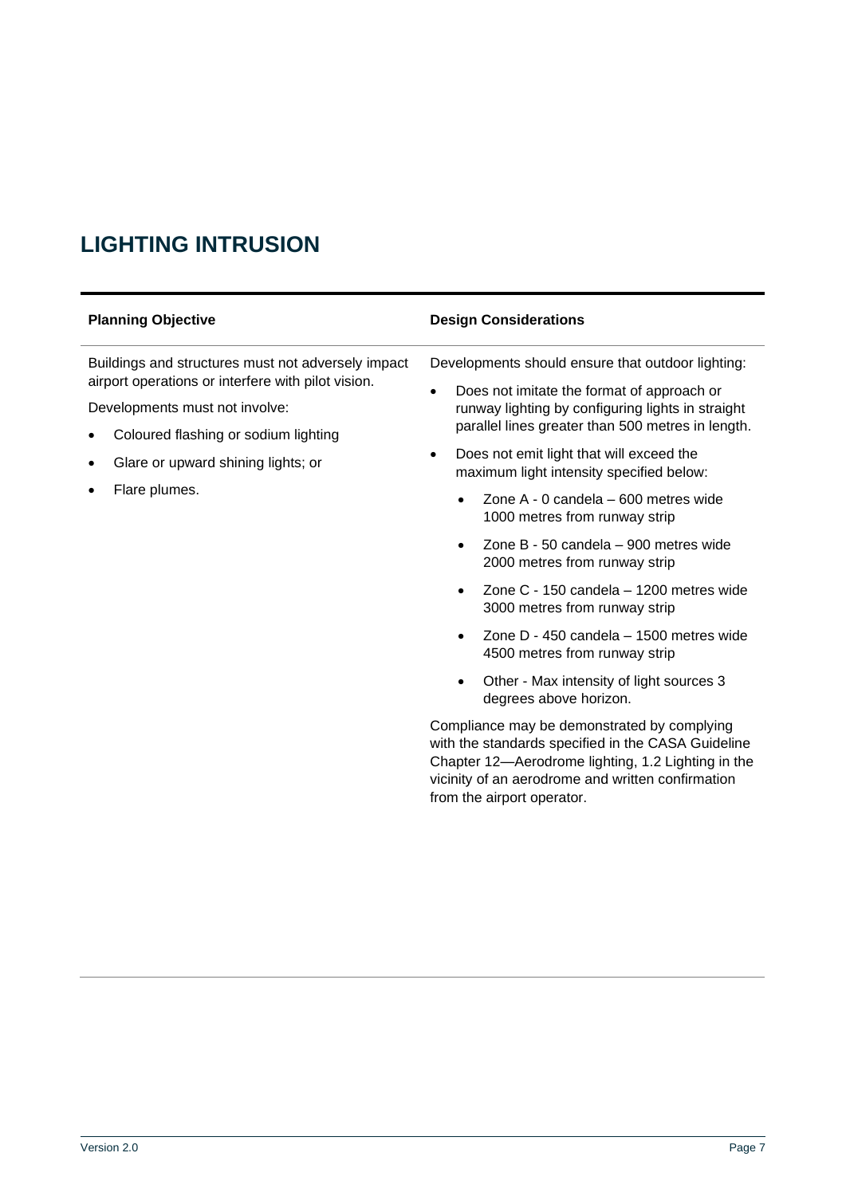# LIGHTING INTRUSION

| Planning Objective | Design Considerations |
|---|---|
| Buildings and structures must not adversely impact airport operations or interfere with pilot vision.<br><br>Developments must not involve:<br>• Coloured flashing or sodium lighting<br>• Glare or upward shining lights; or<br>• Flare plumes. | Developments should ensure that outdoor lighting:<br>• Does not imitate the format of approach or runway lighting by configuring lights in straight parallel lines greater than 500 metres in length.<br>• Does not emit light that will exceed the maximum light intensity specified below:<br>  ◦ Zone A - 0 candela – 600 metres wide 1000 metres from runway strip<br>  ◦ Zone B - 50 candela – 900 metres wide 2000 metres from runway strip<br>  ◦ Zone C - 150 candela – 1200 metres wide 3000 metres from runway strip<br>  ◦ Zone D - 450 candela – 1500 metres wide 4500 metres from runway strip<br>  ◦ Other - Max intensity of light sources 3 degrees above horizon.<br><br>Compliance may be demonstrated by complying with the standards specified in the CASA Guideline Chapter 12—Aerodrome lighting, 1.2 Lighting in the vicinity of an aerodrome and written confirmation from the airport operator. |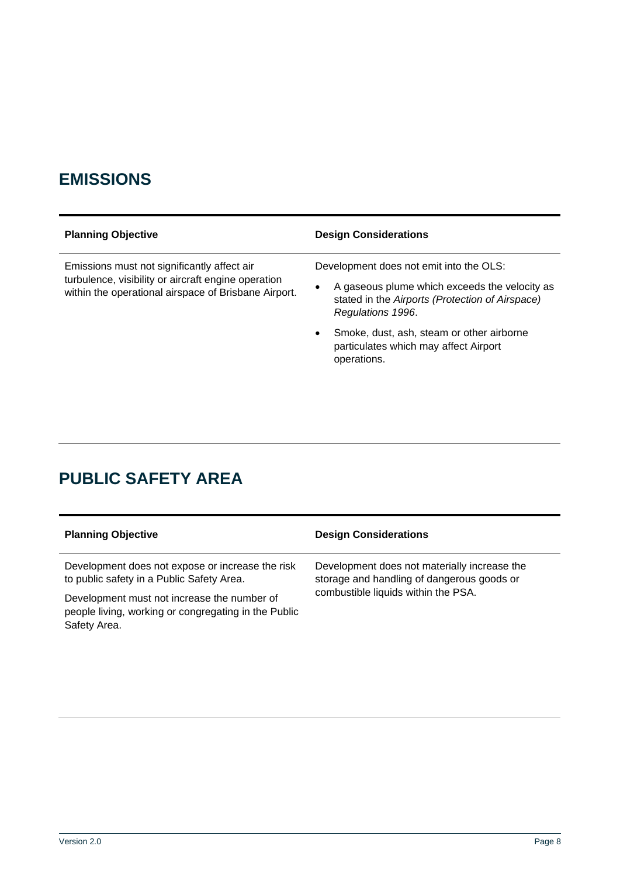## EMISSIONS

| Planning Objective | Design Considerations |
|---|---|
| Emissions must not significantly affect air turbulence, visibility or aircraft engine operation within the operational airspace of Brisbane Airport. | Development does not emit into the OLS:<br>• A gaseous plume which exceeds the velocity as stated in the *Airports (Protection of Airspace) Regulations 1996*.<br>• Smoke, dust, ash, steam or other airborne particulates which may affect Airport operations. |

## PUBLIC SAFETY AREA

| Planning Objective | Design Considerations |
|---|---|
| Development does not expose or increase the risk to public safety in a Public Safety Area.<br><br>Development must not increase the number of people living, working or congregating in the Public Safety Area. | Development does not materially increase the storage and handling of dangerous goods or combustible liquids within the PSA. |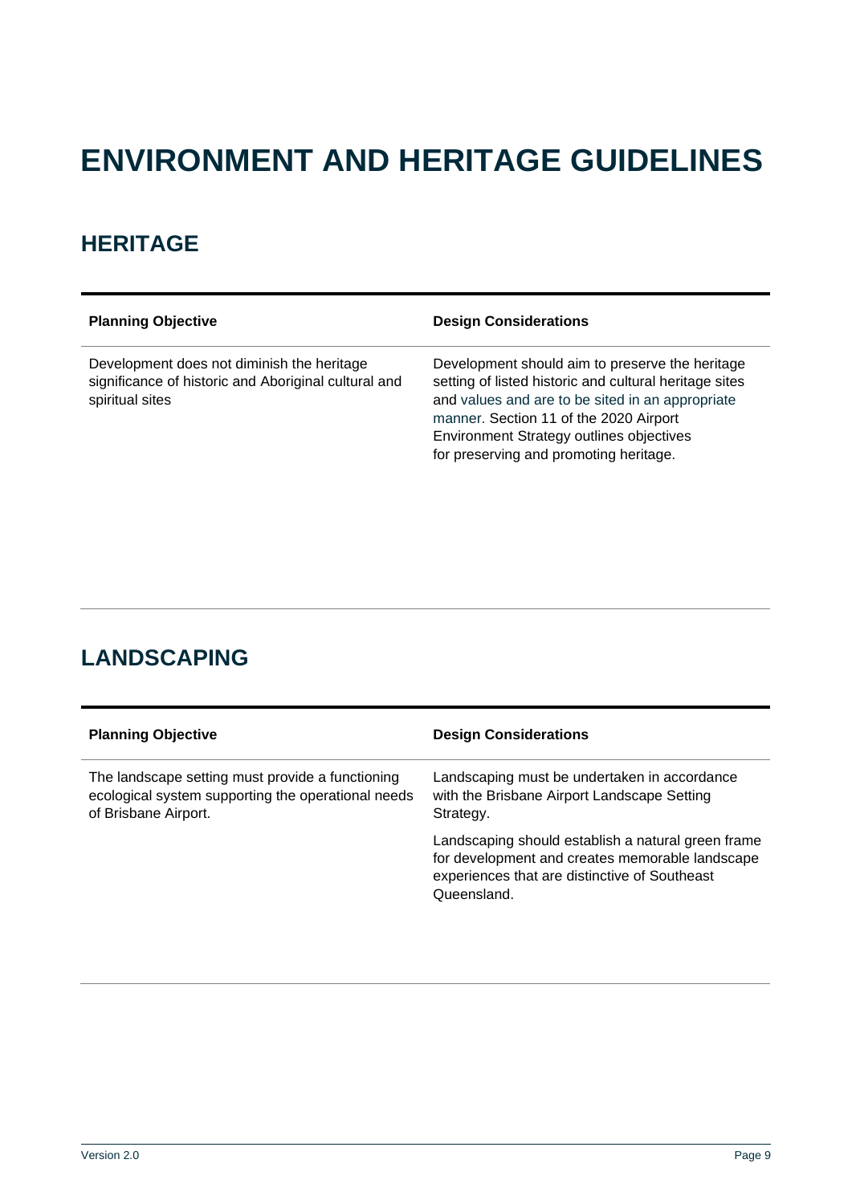# ENVIRONMENT AND HERITAGE GUIDELINES

## HERITAGE

| Planning Objective | Design Considerations |
| --- | --- |
| Development does not diminish the heritage significance of historic and Aboriginal cultural and spiritual sites | Development should aim to preserve the heritage setting of listed historic and cultural heritage sites and values and are to be sited in an appropriate manner. Section 11 of the 2020 Airport Environment Strategy outlines objectives for preserving and promoting heritage. |

## LANDSCAPING

| Planning Objective | Design Considerations |
| --- | --- |
| The landscape setting must provide a functioning ecological system supporting the operational needs of Brisbane Airport. | Landscaping must be undertaken in accordance with the Brisbane Airport Landscape Setting Strategy.<br><br>Landscaping should establish a natural green frame for development and creates memorable landscape experiences that are distinctive of Southeast Queensland. |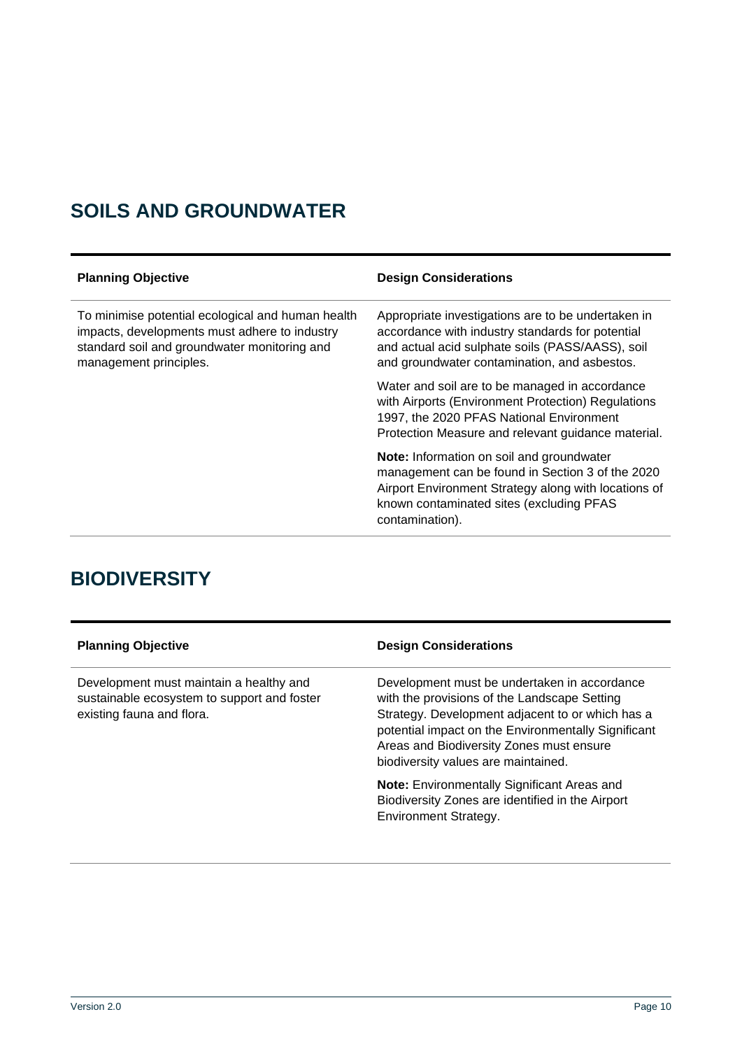## SOILS AND GROUNDWATER

| Planning Objective | Design Considerations |
| --- | --- |
| To minimise potential ecological and human health impacts, developments must adhere to industry standard soil and groundwater monitoring and management principles. | Appropriate investigations are to be undertaken in accordance with industry standards for potential and actual acid sulphate soils (PASS/AASS), soil and groundwater contamination, and asbestos.<br><br>Water and soil are to be managed in accordance with Airports (Environment Protection) Regulations 1997, the 2020 PFAS National Environment Protection Measure and relevant guidance material.<br><br>**Note:** Information on soil and groundwater management can be found in Section 3 of the 2020 Airport Environment Strategy along with locations of known contaminated sites (excluding PFAS contamination). |

## BIODIVERSITY

| Planning Objective | Design Considerations |
| --- | --- |
| Development must maintain a healthy and sustainable ecosystem to support and foster existing fauna and flora. | Development must be undertaken in accordance with the provisions of the Landscape Setting Strategy. Development adjacent to or which has a potential impact on the Environmentally Significant Areas and Biodiversity Zones must ensure biodiversity values are maintained.<br><br>**Note:** Environmentally Significant Areas and Biodiversity Zones are identified in the Airport Environment Strategy. |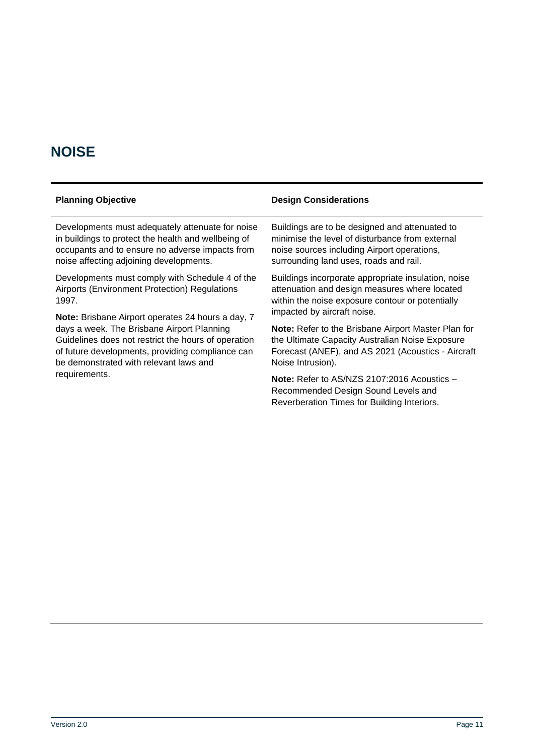# NOISE

| Planning Objective | Design Considerations |
|---|---|
| Developments must adequately attenuate for noise in buildings to protect the health and wellbeing of occupants and to ensure no adverse impacts from noise affecting adjoining developments.<br><br>Developments must comply with Schedule 4 of the Airports (Environment Protection) Regulations 1997.<br><br>**Note:** Brisbane Airport operates 24 hours a day, 7 days a week. The Brisbane Airport Planning Guidelines does not restrict the hours of operation of future developments, providing compliance can be demonstrated with relevant laws and requirements. | Buildings are to be designed and attenuated to minimise the level of disturbance from external noise sources including Airport operations, surrounding land uses, roads and rail.<br><br>Buildings incorporate appropriate insulation, noise attenuation and design measures where located within the noise exposure contour or potentially impacted by aircraft noise.<br><br>**Note:** Refer to the Brisbane Airport Master Plan for the Ultimate Capacity Australian Noise Exposure Forecast (ANEF), and AS 2021 (Acoustics - Aircraft Noise Intrusion).<br><br>**Note:** Refer to AS/NZS 2107:2016 Acoustics – Recommended Design Sound Levels and Reverberation Times for Building Interiors. |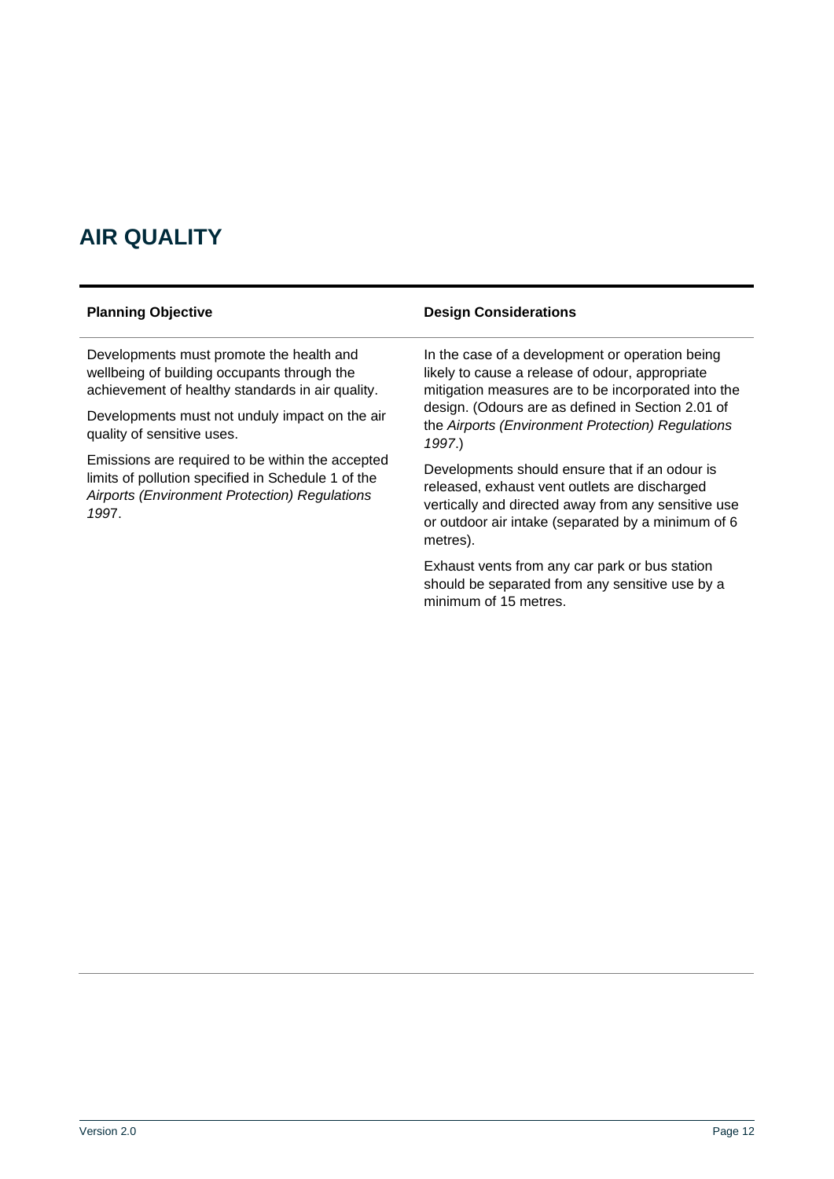# AIR QUALITY

| Planning Objective | Design Considerations |
| --- | --- |
| Developments must promote the health and wellbeing of building occupants through the achievement of healthy standards in air quality.<br><br>Developments must not unduly impact on the air quality of sensitive uses.<br><br>Emissions are required to be within the accepted limits of pollution specified in Schedule 1 of the *Airports (Environment Protection) Regulations 1997*. | In the case of a development or operation being likely to cause a release of odour, appropriate mitigation measures are to be incorporated into the design. (Odours are as defined in Section 2.01 of the *Airports (Environment Protection) Regulations 1997*.)<br><br>Developments should ensure that if an odour is released, exhaust vent outlets are discharged vertically and directed away from any sensitive use or outdoor air intake (separated by a minimum of 6 metres).<br><br>Exhaust vents from any car park or bus station should be separated from any sensitive use by a minimum of 15 metres. |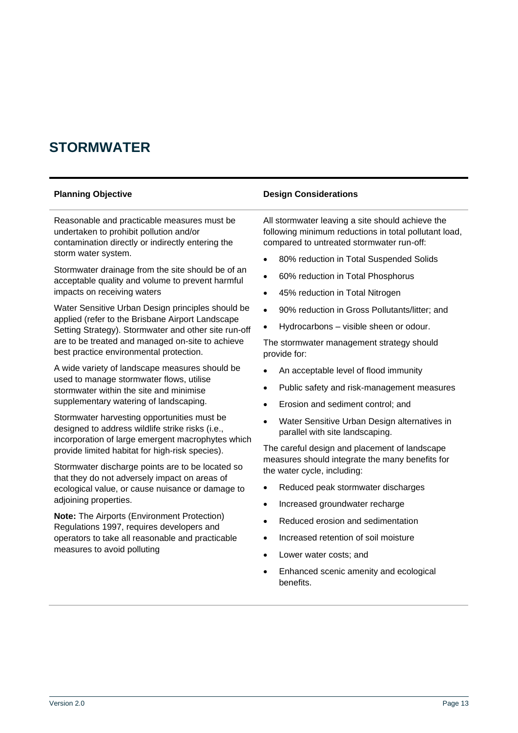# STORMWATER

| Planning Objective | Design Considerations |
|---|---|
| Reasonable and practicable measures must be undertaken to prohibit pollution and/or contamination directly or indirectly entering the storm water system.<br><br>Stormwater drainage from the site should be of an acceptable quality and volume to prevent harmful impacts on receiving waters<br><br>Water Sensitive Urban Design principles should be applied (refer to the Brisbane Airport Landscape Setting Strategy). Stormwater and other site run-off are to be treated and managed on-site to achieve best practice environmental protection.<br><br>A wide variety of landscape measures should be used to manage stormwater flows, utilise stormwater within the site and minimise supplementary watering of landscaping.<br><br>Stormwater harvesting opportunities must be designed to address wildlife strike risks (i.e., incorporation of large emergent macrophytes which provide limited habitat for high-risk species).<br><br>Stormwater discharge points are to be located so that they do not adversely impact on areas of ecological value, or cause nuisance or damage to adjoining properties.<br><br>**Note:** The Airports (Environment Protection) Regulations 1997, requires developers and operators to take all reasonable and practicable measures to avoid polluting | All stormwater leaving a site should achieve the following minimum reductions in total pollutant load, compared to untreated stormwater run-off:<br><br>• 80% reduction in Total Suspended Solids<br>• 60% reduction in Total Phosphorus<br>• 45% reduction in Total Nitrogen<br>• 90% reduction in Gross Pollutants/litter; and<br>• Hydrocarbons – visible sheen or odour.<br><br>The stormwater management strategy should provide for:<br><br>• An acceptable level of flood immunity<br>• Public safety and risk-management measures<br>• Erosion and sediment control; and<br>• Water Sensitive Urban Design alternatives in parallel with site landscaping.<br><br>The careful design and placement of landscape measures should integrate the many benefits for the water cycle, including:<br><br>• Reduced peak stormwater discharges<br>• Increased groundwater recharge<br>• Reduced erosion and sedimentation<br>• Increased retention of soil moisture<br>• Lower water costs; and<br>• Enhanced scenic amenity and ecological benefits. |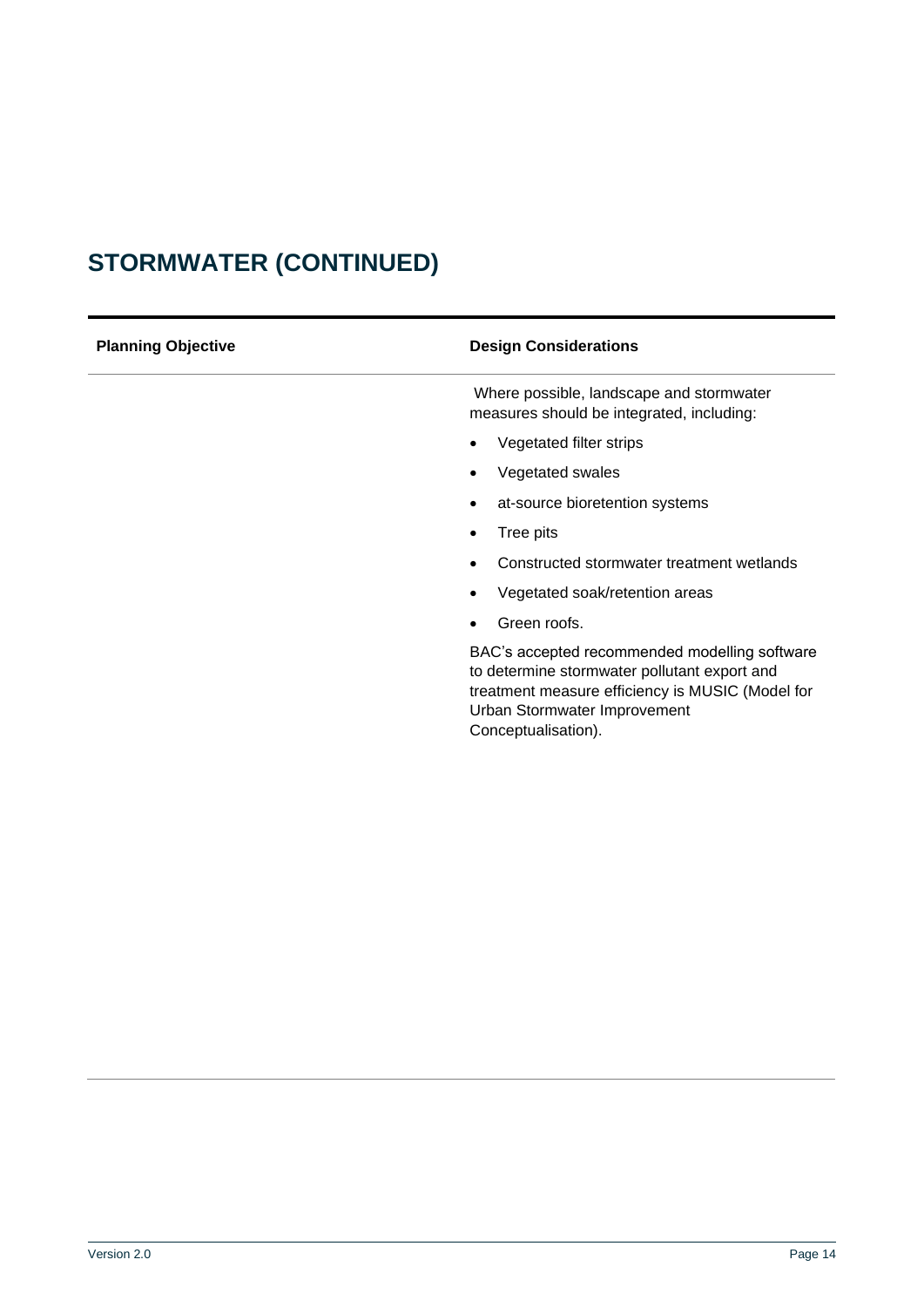# STORMWATER (CONTINUED)

| Planning Objective | Design Considerations |
| --- | --- |
| | Where possible, landscape and stormwater measures should be integrated, including:<br>• Vegetated filter strips<br>• Vegetated swales<br>• at-source bioretention systems<br>• Tree pits<br>• Constructed stormwater treatment wetlands<br>• Vegetated soak/retention areas<br>• Green roofs.<br><br>BAC's accepted recommended modelling software to determine stormwater pollutant export and treatment measure efficiency is MUSIC (Model for Urban Stormwater Improvement Conceptualisation). |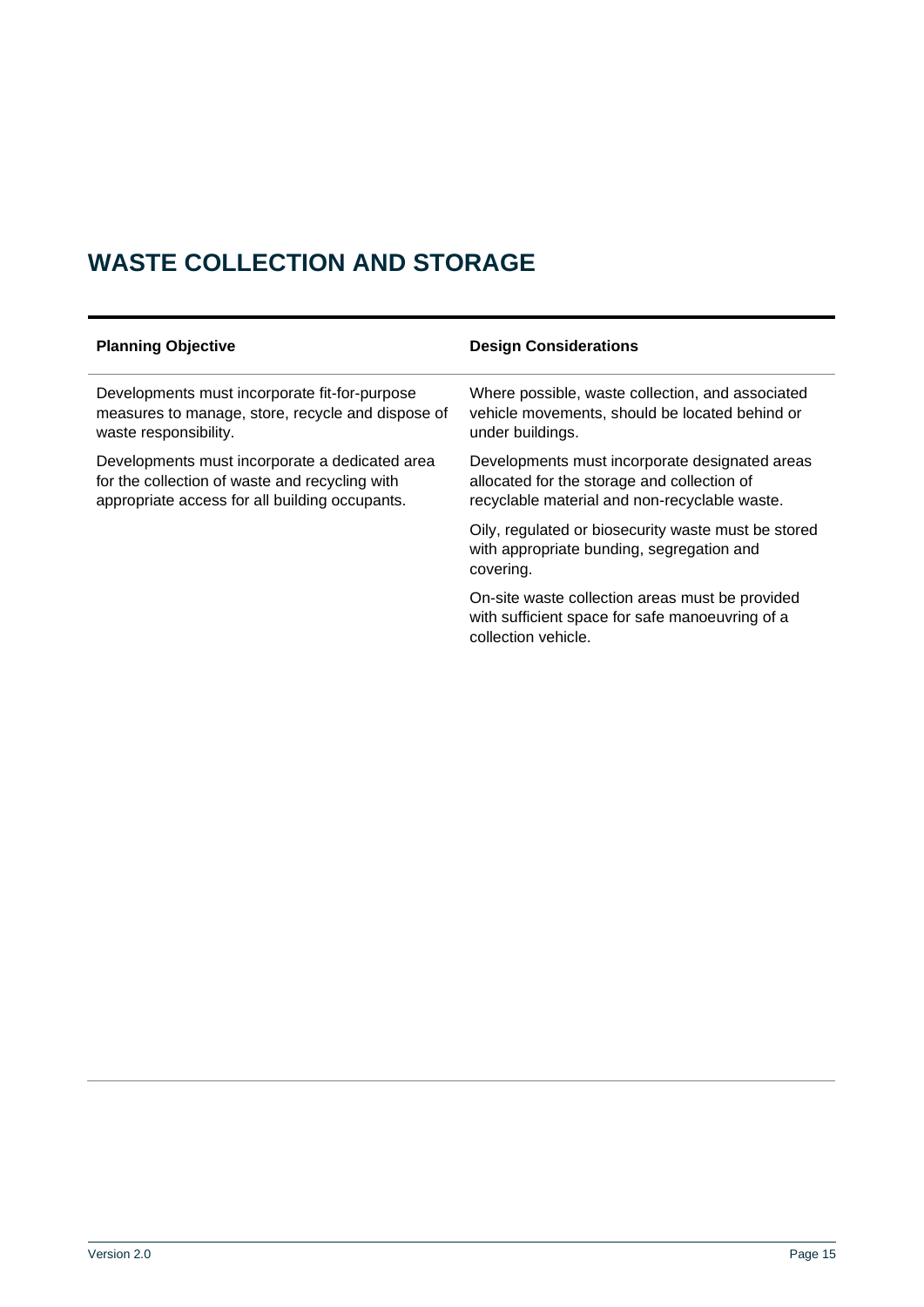# WASTE COLLECTION AND STORAGE

| Planning Objective | Design Considerations |
|---|---|
| Developments must incorporate fit-for-purpose measures to manage, store, recycle and dispose of waste responsibility. | Where possible, waste collection, and associated vehicle movements, should be located behind or under buildings. |
| Developments must incorporate a dedicated area for the collection of waste and recycling with appropriate access for all building occupants. | Developments must incorporate designated areas allocated for the storage and collection of recyclable material and non-recyclable waste. |
| | Oily, regulated or biosecurity waste must be stored with appropriate bunding, segregation and covering. |
| | On-site waste collection areas must be provided with sufficient space for safe manoeuvring of a collection vehicle. |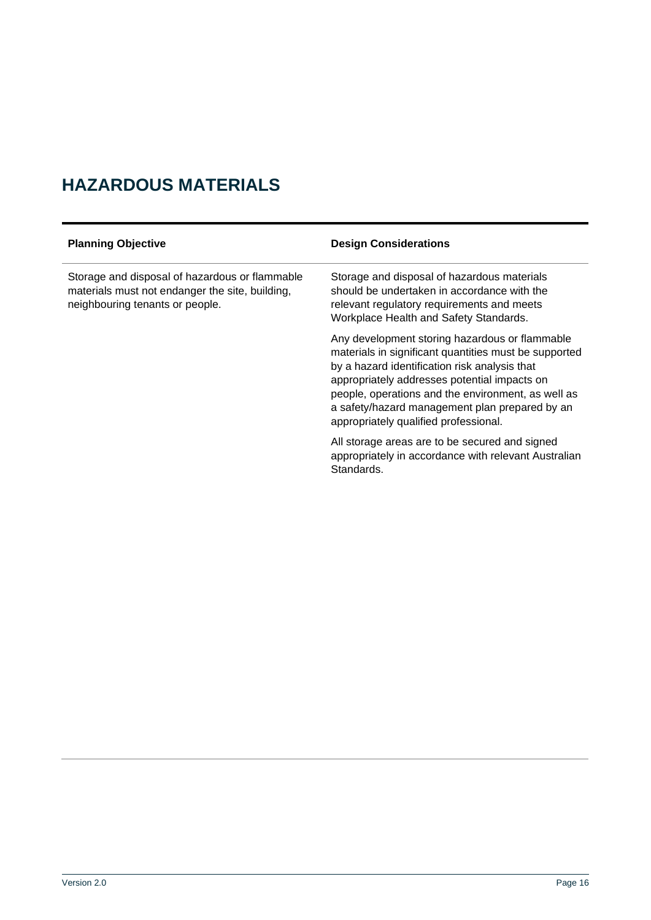# HAZARDOUS MATERIALS

| Planning Objective | Design Considerations |
|---|---|
| Storage and disposal of hazardous or flammable materials must not endanger the site, building, neighbouring tenants or people. | Storage and disposal of hazardous materials should be undertaken in accordance with the relevant regulatory requirements and meets Workplace Health and Safety Standards.<br><br>Any development storing hazardous or flammable materials in significant quantities must be supported by a hazard identification risk analysis that appropriately addresses potential impacts on people, operations and the environment, as well as a safety/hazard management plan prepared by an appropriately qualified professional.<br><br>All storage areas are to be secured and signed appropriately in accordance with relevant Australian Standards. |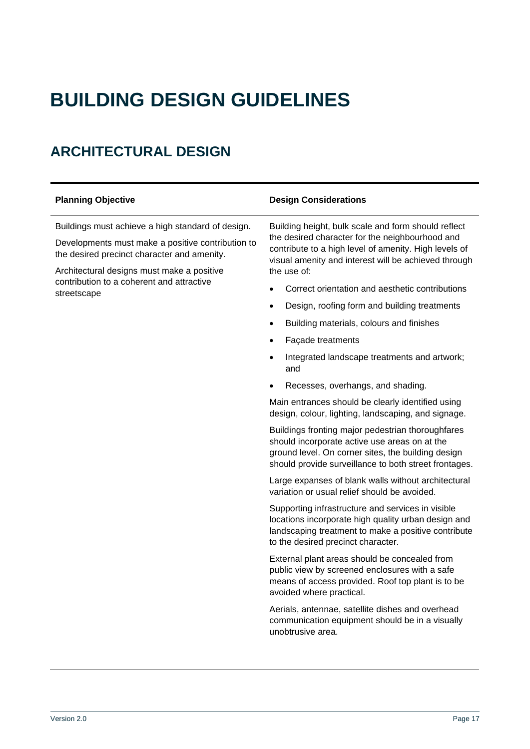# BUILDING DESIGN GUIDELINES

## ARCHITECTURAL DESIGN

| Planning Objective | Design Considerations |
|---|---|
| Buildings must achieve a high standard of design.<br><br>Developments must make a positive contribution to the desired precinct character and amenity.<br><br>Architectural designs must make a positive contribution to a coherent and attractive streetscape | Building height, bulk scale and form should reflect the desired character for the neighbourhood and contribute to a high level of amenity. High levels of visual amenity and interest will be achieved through the use of:<br><br>• Correct orientation and aesthetic contributions<br>• Design, roofing form and building treatments<br>• Building materials, colours and finishes<br>• Façade treatments<br>• Integrated landscape treatments and artwork; and<br>• Recesses, overhangs, and shading.<br><br>Main entrances should be clearly identified using design, colour, lighting, landscaping, and signage.<br><br>Buildings fronting major pedestrian thoroughfares should incorporate active use areas on at the ground level. On corner sites, the building design should provide surveillance to both street frontages.<br><br>Large expanses of blank walls without architectural variation or usual relief should be avoided.<br><br>Supporting infrastructure and services in visible locations incorporate high quality urban design and landscaping treatment to make a positive contribute to the desired precinct character.<br><br>External plant areas should be concealed from public view by screened enclosures with a safe means of access provided. Roof top plant is to be avoided where practical.<br><br>Aerials, antennae, satellite dishes and overhead communication equipment should be in a visually unobtrusive area. |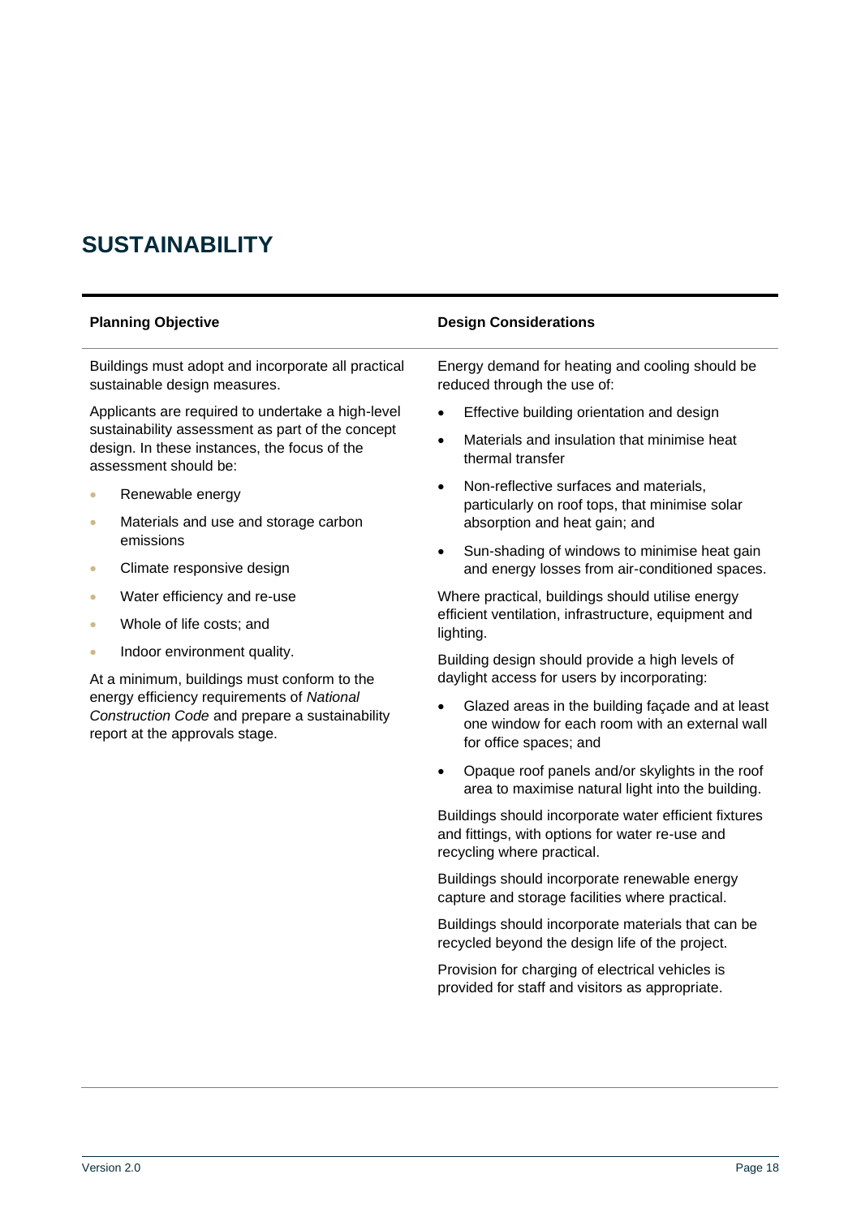# SUSTAINABILITY

| Planning Objective | Design Considerations |
| --- | --- |
| Buildings must adopt and incorporate all practical sustainable design measures.<br><br>Applicants are required to undertake a high-level sustainability assessment as part of the concept design. In these instances, the focus of the assessment should be:<br><br>• Renewable energy<br>• Materials and use and storage carbon emissions<br>• Climate responsive design<br>• Water efficiency and re-use<br>• Whole of life costs; and<br>• Indoor environment quality.<br><br>At a minimum, buildings must conform to the energy efficiency requirements of *National Construction Code* and prepare a sustainability report at the approvals stage. | Energy demand for heating and cooling should be reduced through the use of:<br><br>• Effective building orientation and design<br>• Materials and insulation that minimise heat thermal transfer<br>• Non-reflective surfaces and materials, particularly on roof tops, that minimise solar absorption and heat gain; and<br>• Sun-shading of windows to minimise heat gain and energy losses from air-conditioned spaces.<br><br>Where practical, buildings should utilise energy efficient ventilation, infrastructure, equipment and lighting.<br><br>Building design should provide a high levels of daylight access for users by incorporating:<br><br>• Glazed areas in the building façade and at least one window for each room with an external wall for office spaces; and<br>• Opaque roof panels and/or skylights in the roof area to maximise natural light into the building.<br><br>Buildings should incorporate water efficient fixtures and fittings, with options for water re-use and recycling where practical.<br><br>Buildings should incorporate renewable energy capture and storage facilities where practical.<br><br>Buildings should incorporate materials that can be recycled beyond the design life of the project.<br><br>Provision for charging of electrical vehicles is provided for staff and visitors as appropriate. |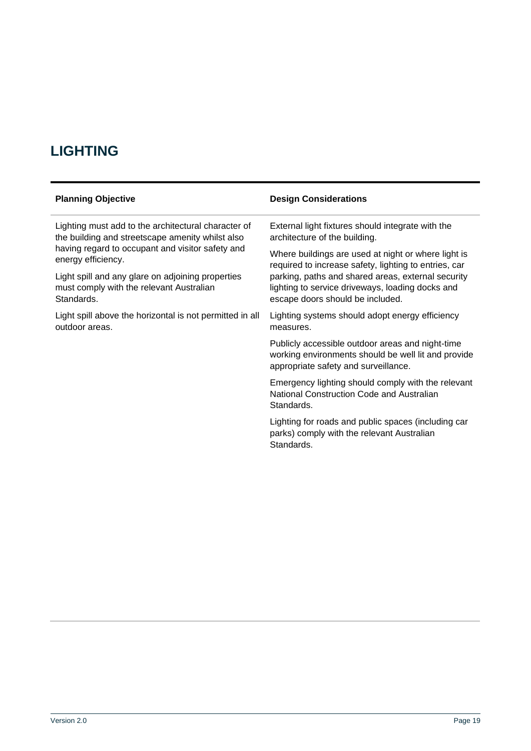# LIGHTING

| Planning Objective | Design Considerations |
|---|---|
| Lighting must add to the architectural character of the building and streetscape amenity whilst also having regard to occupant and visitor safety and energy efficiency.<br><br>Light spill and any glare on adjoining properties must comply with the relevant Australian Standards.<br><br>Light spill above the horizontal is not permitted in all outdoor areas. | External light fixtures should integrate with the architecture of the building.<br><br>Where buildings are used at night or where light is required to increase safety, lighting to entries, car parking, paths and shared areas, external security lighting to service driveways, loading docks and escape doors should be included.<br><br>Lighting systems should adopt energy efficiency measures.<br><br>Publicly accessible outdoor areas and night-time working environments should be well lit and provide appropriate safety and surveillance.<br><br>Emergency lighting should comply with the relevant National Construction Code and Australian Standards.<br><br>Lighting for roads and public spaces (including car parks) comply with the relevant Australian Standards. |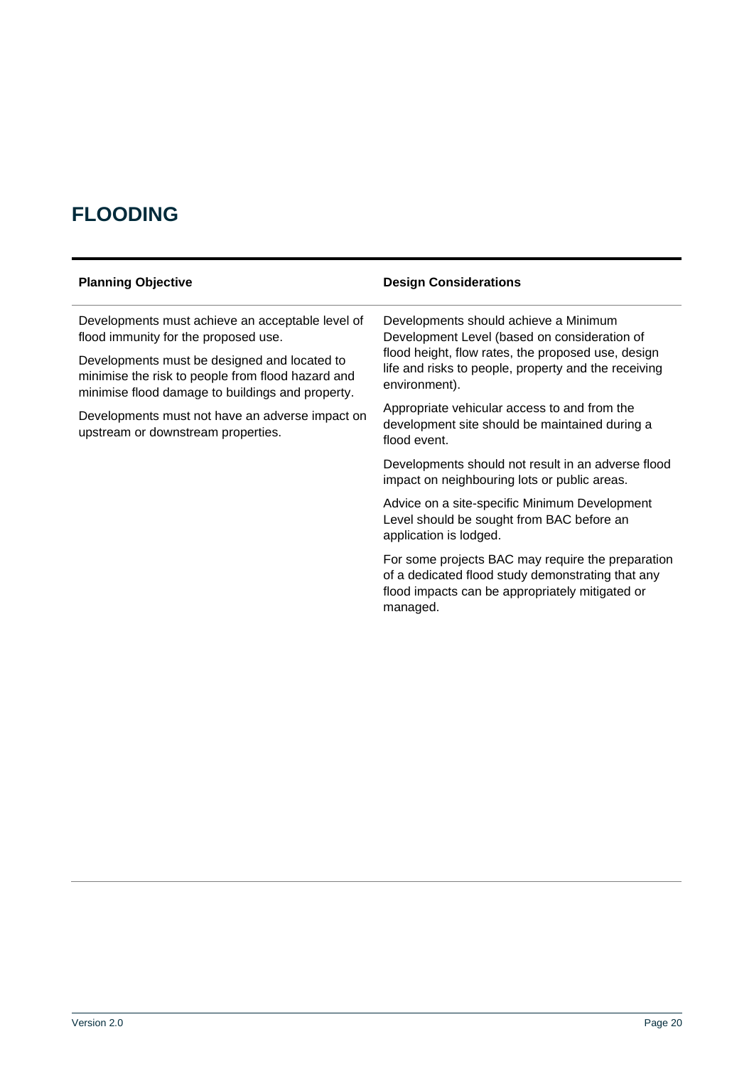## FLOODING

| Planning Objective | Design Considerations |
| --- | --- |
| Developments must achieve an acceptable level of flood immunity for the proposed use.<br><br>Developments must be designed and located to minimise the risk to people from flood hazard and minimise flood damage to buildings and property.<br><br>Developments must not have an adverse impact on upstream or downstream properties. | Developments should achieve a Minimum Development Level (based on consideration of flood height, flow rates, the proposed use, design life and risks to people, property and the receiving environment).<br><br>Appropriate vehicular access to and from the development site should be maintained during a flood event.<br><br>Developments should not result in an adverse flood impact on neighbouring lots or public areas.<br><br>Advice on a site-specific Minimum Development Level should be sought from BAC before an application is lodged.<br><br>For some projects BAC may require the preparation of a dedicated flood study demonstrating that any flood impacts can be appropriately mitigated or managed. |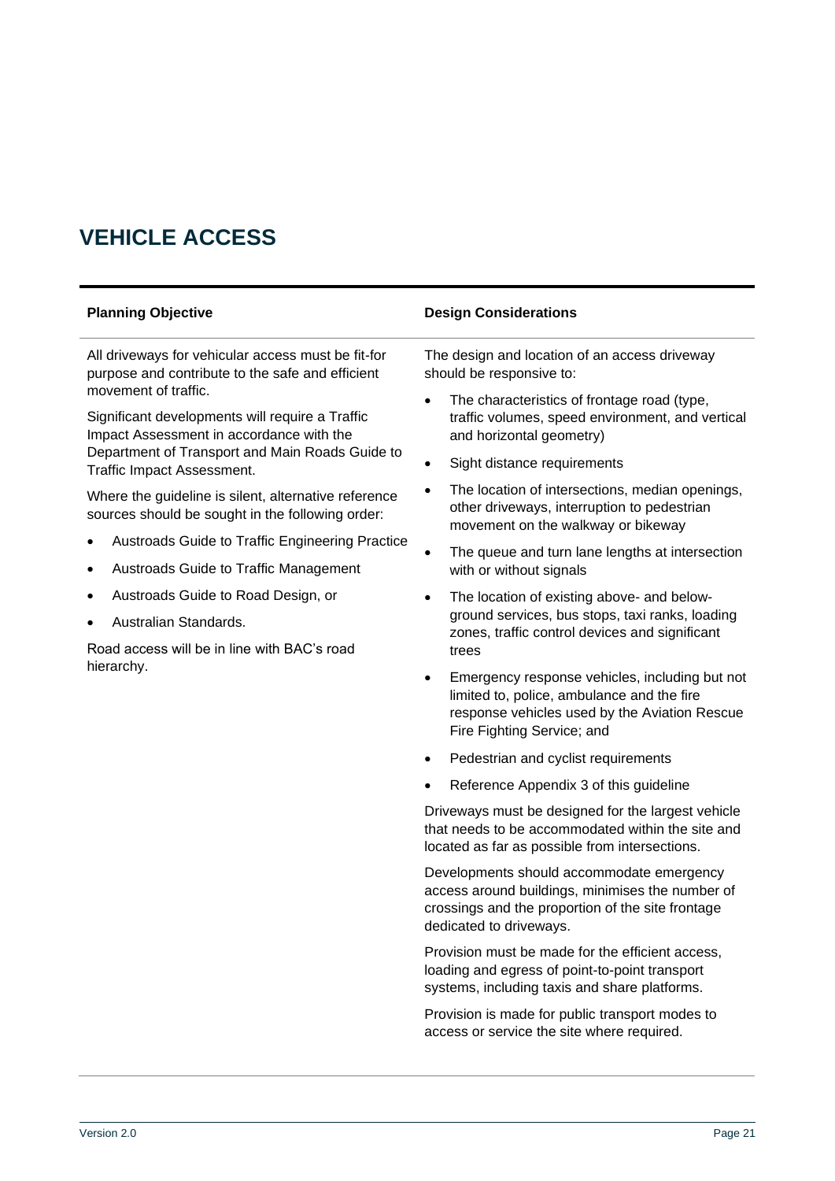# VEHICLE ACCESS

| Planning Objective | Design Considerations |
|---|---|
| All driveways for vehicular access must be fit-for purpose and contribute to the safe and efficient movement of traffic.<br><br>Significant developments will require a Traffic Impact Assessment in accordance with the Department of Transport and Main Roads Guide to Traffic Impact Assessment.<br><br>Where the guideline is silent, alternative reference sources should be sought in the following order:<br><br>• Austroads Guide to Traffic Engineering Practice<br>• Austroads Guide to Traffic Management<br>• Austroads Guide to Road Design, or<br>• Australian Standards.<br><br>Road access will be in line with BAC's road hierarchy. | The design and location of an access driveway should be responsive to:<br><br>• The characteristics of frontage road (type, traffic volumes, speed environment, and vertical and horizontal geometry)<br>• Sight distance requirements<br>• The location of intersections, median openings, other driveways, interruption to pedestrian movement on the walkway or bikeway<br>• The queue and turn lane lengths at intersection with or without signals<br>• The location of existing above- and below-ground services, bus stops, taxi ranks, loading zones, traffic control devices and significant trees<br>• Emergency response vehicles, including but not limited to, police, ambulance and the fire response vehicles used by the Aviation Rescue Fire Fighting Service; and<br>• Pedestrian and cyclist requirements<br>• Reference Appendix 3 of this guideline<br><br>Driveways must be designed for the largest vehicle that needs to be accommodated within the site and located as far as possible from intersections.<br><br>Developments should accommodate emergency access around buildings, minimises the number of crossings and the proportion of the site frontage dedicated to driveways.<br><br>Provision must be made for the efficient access, loading and egress of point-to-point transport systems, including taxis and share platforms.<br><br>Provision is made for public transport modes to access or service the site where required. |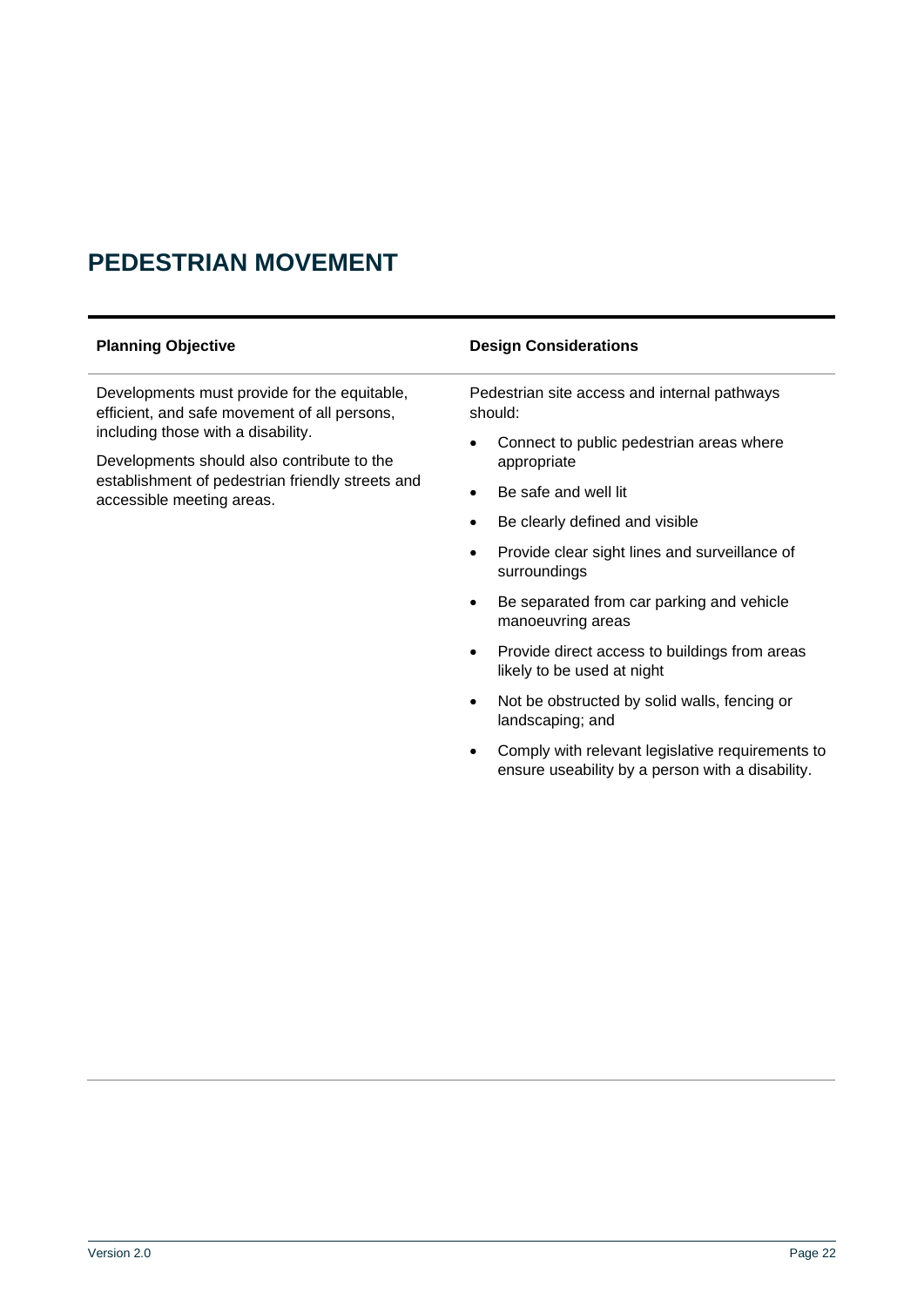# PEDESTRIAN MOVEMENT

| Planning Objective | Design Considerations |
|---|---|
| Developments must provide for the equitable, efficient, and safe movement of all persons, including those with a disability.<br><br>Developments should also contribute to the establishment of pedestrian friendly streets and accessible meeting areas. | Pedestrian site access and internal pathways should:<br><br>• Connect to public pedestrian areas where appropriate<br>• Be safe and well lit<br>• Be clearly defined and visible<br>• Provide clear sight lines and surveillance of surroundings<br>• Be separated from car parking and vehicle manoeuvring areas<br>• Provide direct access to buildings from areas likely to be used at night<br>• Not be obstructed by solid walls, fencing or landscaping; and<br>• Comply with relevant legislative requirements to ensure useability by a person with a disability. |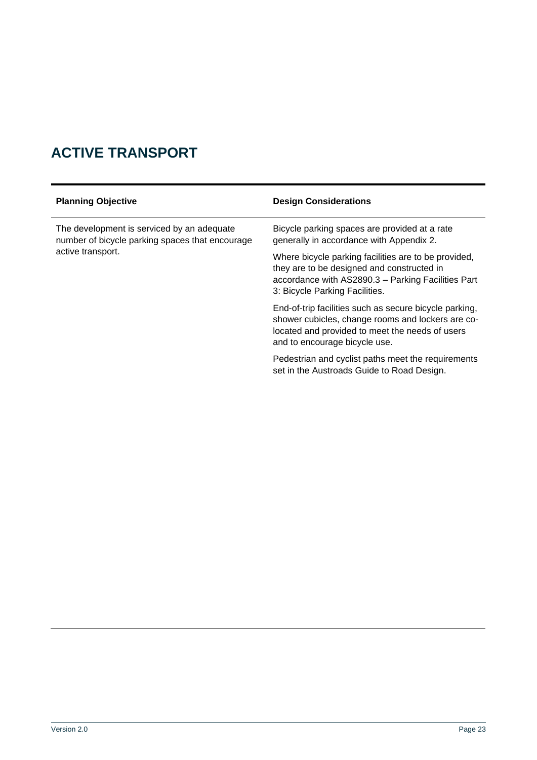# ACTIVE TRANSPORT

| Planning Objective | Design Considerations |
| --- | --- |
| The development is serviced by an adequate number of bicycle parking spaces that encourage active transport. | Bicycle parking spaces are provided at a rate generally in accordance with Appendix 2.<br><br>Where bicycle parking facilities are to be provided, they are to be designed and constructed in accordance with AS2890.3 – Parking Facilities Part 3: Bicycle Parking Facilities.<br><br>End-of-trip facilities such as secure bicycle parking, shower cubicles, change rooms and lockers are co-located and provided to meet the needs of users and to encourage bicycle use.<br><br>Pedestrian and cyclist paths meet the requirements set in the Austroads Guide to Road Design. |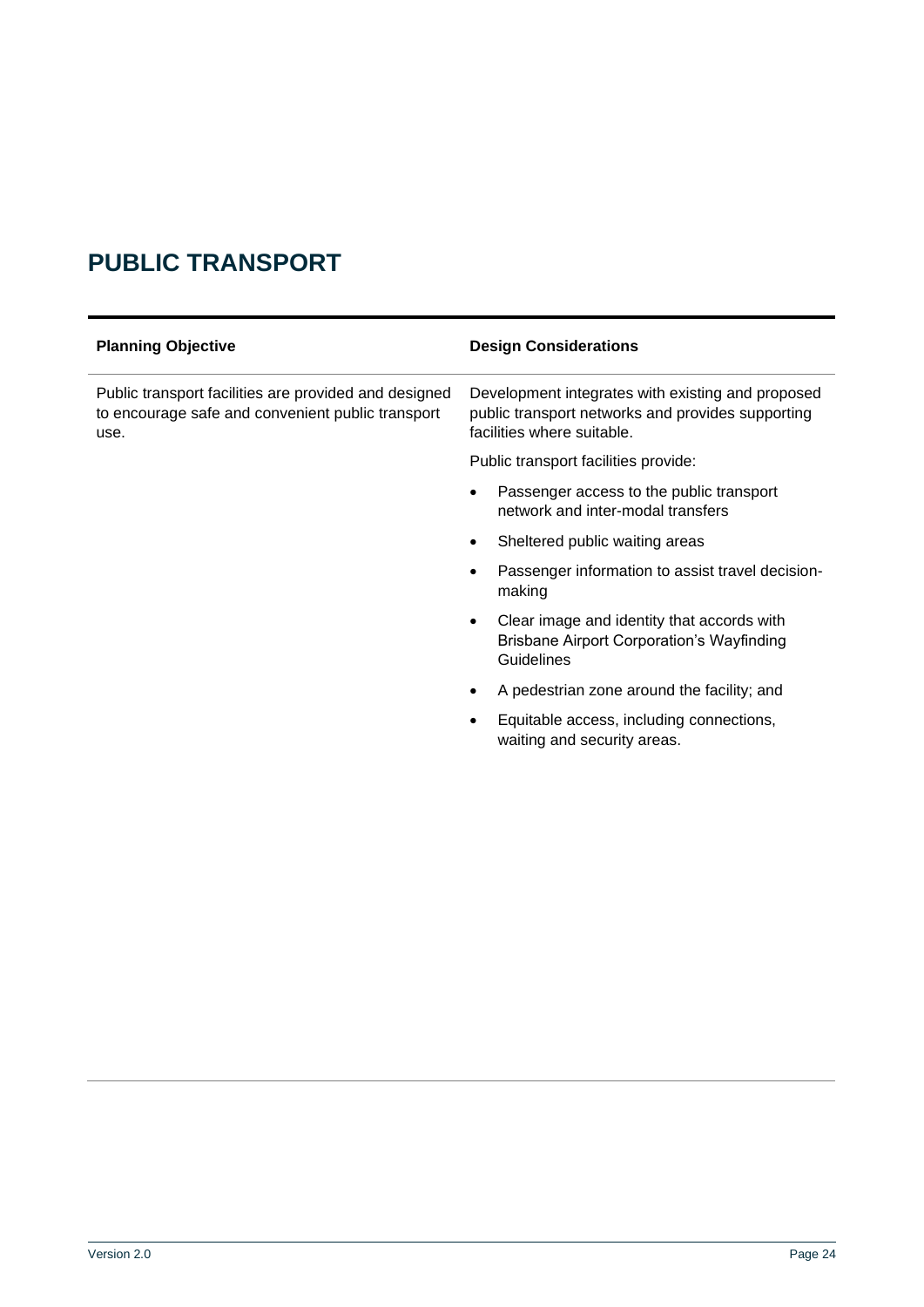# PUBLIC TRANSPORT

| Planning Objective | Design Considerations |
| --- | --- |
| Public transport facilities are provided and designed to encourage safe and convenient public transport use. | Development integrates with existing and proposed public transport networks and provides supporting facilities where suitable.<br><br>Public transport facilities provide:<br><br>• Passenger access to the public transport network and inter-modal transfers<br>• Sheltered public waiting areas<br>• Passenger information to assist travel decision-making<br>• Clear image and identity that accords with Brisbane Airport Corporation's Wayfinding Guidelines<br>• A pedestrian zone around the facility; and<br>• Equitable access, including connections, waiting and security areas. |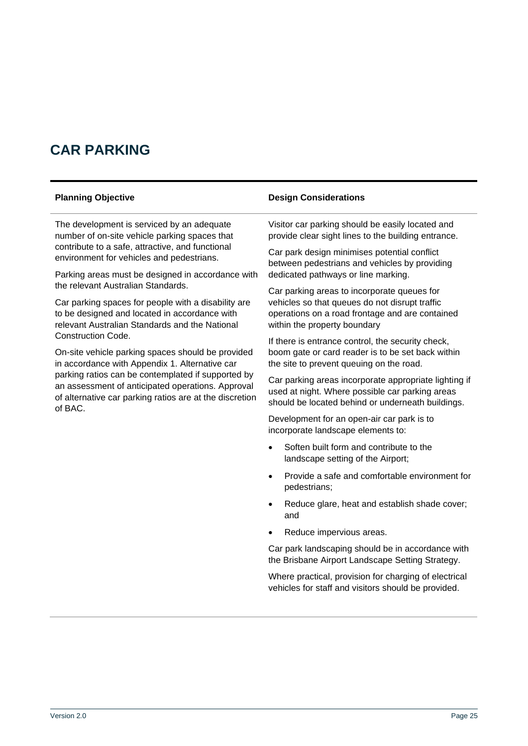# CAR PARKING

| Planning Objective | Design Considerations |
| --- | --- |
| The development is serviced by an adequate number of on-site vehicle parking spaces that contribute to a safe, attractive, and functional environment for vehicles and pedestrians.<br><br>Parking areas must be designed in accordance with the relevant Australian Standards.<br><br>Car parking spaces for people with a disability are to be designed and located in accordance with relevant Australian Standards and the National Construction Code.<br><br>On-site vehicle parking spaces should be provided in accordance with Appendix 1. Alternative car parking ratios can be contemplated if supported by an assessment of anticipated operations. Approval of alternative car parking ratios are at the discretion of BAC. | Visitor car parking should be easily located and provide clear sight lines to the building entrance.<br><br>Car park design minimises potential conflict between pedestrians and vehicles by providing dedicated pathways or line marking.<br><br>Car parking areas to incorporate queues for vehicles so that queues do not disrupt traffic operations on a road frontage and are contained within the property boundary<br><br>If there is entrance control, the security check, boom gate or card reader is to be set back within the site to prevent queuing on the road.<br><br>Car parking areas incorporate appropriate lighting if used at night. Where possible car parking areas should be located behind or underneath buildings.<br><br>Development for an open-air car park is to incorporate landscape elements to:<br><br>• Soften built form and contribute to the landscape setting of the Airport;<br>• Provide a safe and comfortable environment for pedestrians;<br>• Reduce glare, heat and establish shade cover; and<br>• Reduce impervious areas.<br><br>Car park landscaping should be in accordance with the Brisbane Airport Landscape Setting Strategy.<br><br>Where practical, provision for charging of electrical vehicles for staff and visitors should be provided. |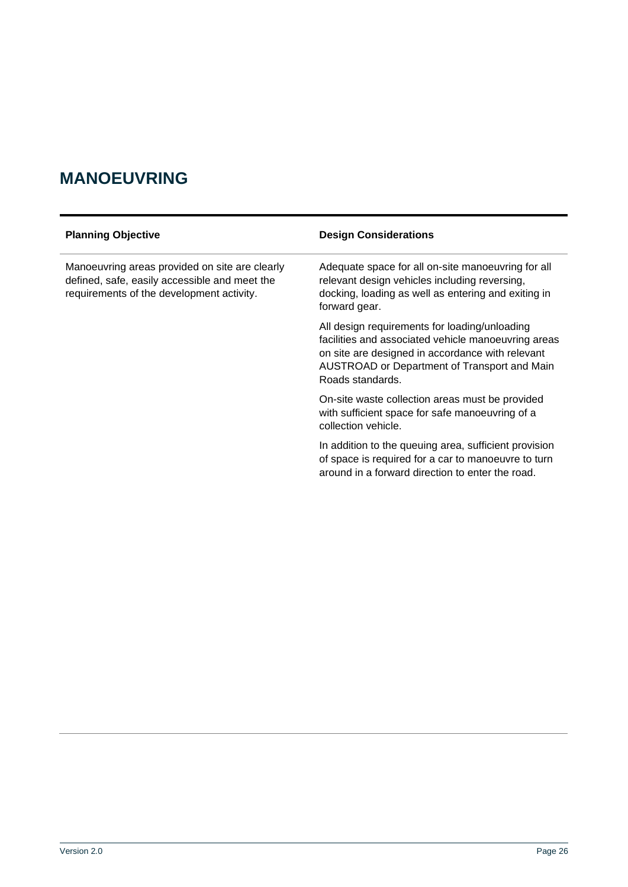## MANOEUVRING

| Planning Objective | Design Considerations |
|---|---|
| Manoeuvring areas provided on site are clearly defined, safe, easily accessible and meet the requirements of the development activity. | Adequate space for all on-site manoeuvring for all relevant design vehicles including reversing, docking, loading as well as entering and exiting in forward gear.<br><br>All design requirements for loading/unloading facilities and associated vehicle manoeuvring areas on site are designed in accordance with relevant AUSTROAD or Department of Transport and Main Roads standards.<br><br>On-site waste collection areas must be provided with sufficient space for safe manoeuvring of a collection vehicle.<br><br>In addition to the queuing area, sufficient provision of space is required for a car to manoeuvre to turn around in a forward direction to enter the road. |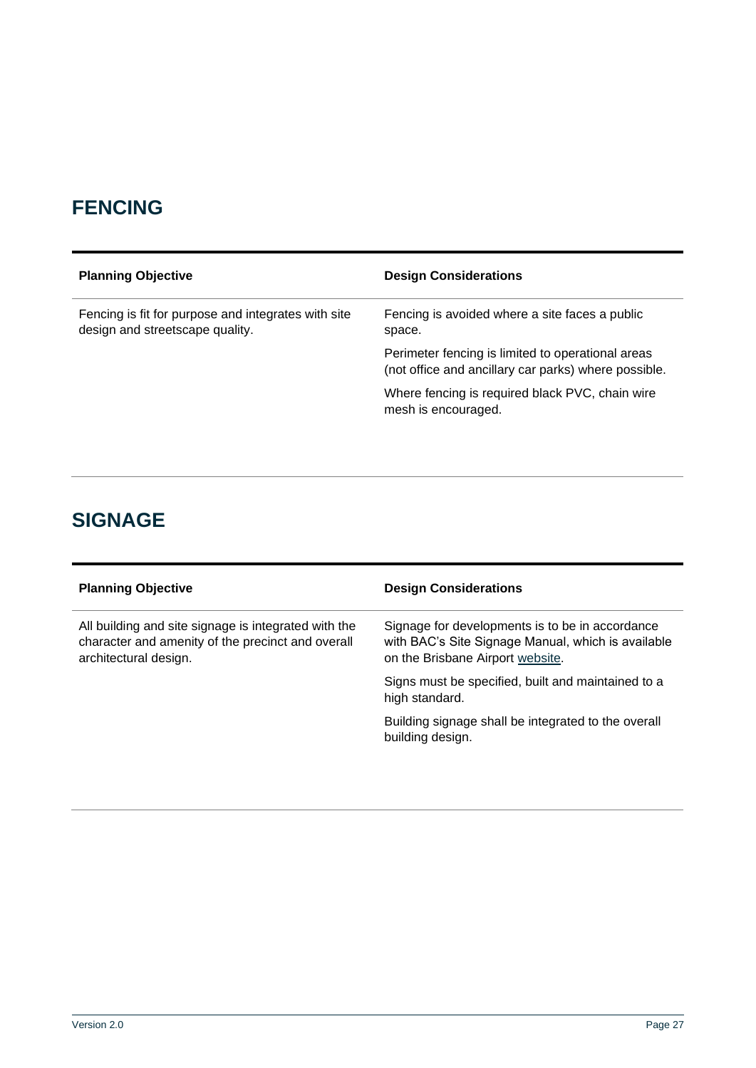## FENCING

| Planning Objective | Design Considerations |
|---|---|
| Fencing is fit for purpose and integrates with site design and streetscape quality. | Fencing is avoided where a site faces a public space.<br><br>Perimeter fencing is limited to operational areas (not office and ancillary car parks) where possible.<br><br>Where fencing is required black PVC, chain wire mesh is encouraged. |

## SIGNAGE

| Planning Objective | Design Considerations |
|---|---|
| All building and site signage is integrated with the character and amenity of the precinct and overall architectural design. | Signage for developments is to be in accordance with BAC's Site Signage Manual, which is available on the Brisbane Airport website.<br><br>Signs must be specified, built and maintained to a high standard.<br><br>Building signage shall be integrated to the overall building design. |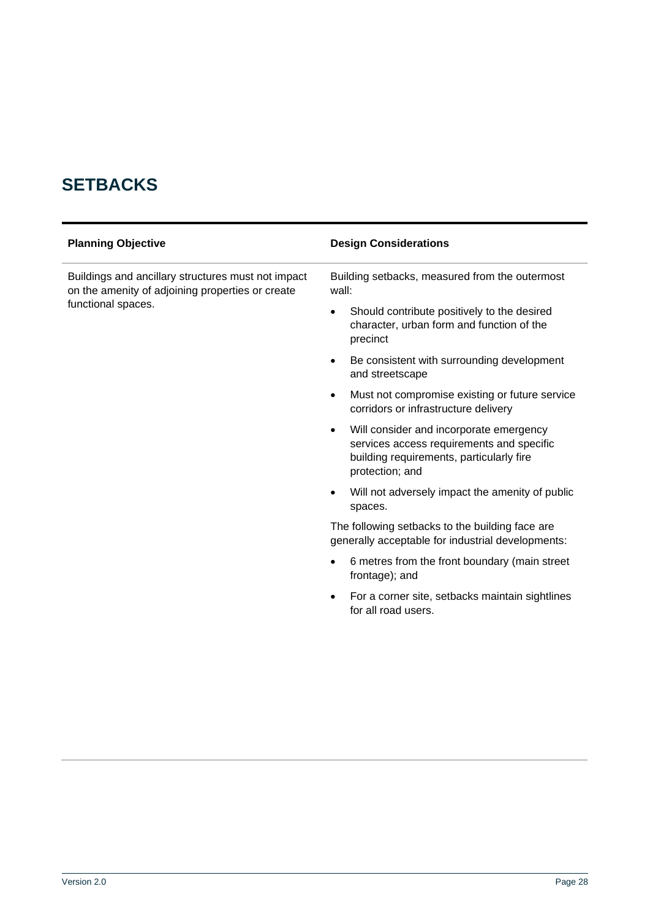## SETBACKS

| Planning Objective | Design Considerations |
| --- | --- |
| Buildings and ancillary structures must not impact on the amenity of adjoining properties or create functional spaces. | Building setbacks, measured from the outermost wall:<br><br>• Should contribute positively to the desired character, urban form and function of the precinct<br>• Be consistent with surrounding development and streetscape<br>• Must not compromise existing or future service corridors or infrastructure delivery<br>• Will consider and incorporate emergency services access requirements and specific building requirements, particularly fire protection; and<br>• Will not adversely impact the amenity of public spaces.<br><br>The following setbacks to the building face are generally acceptable for industrial developments:<br><br>• 6 metres from the front boundary (main street frontage); and<br>• For a corner site, setbacks maintain sightlines for all road users. |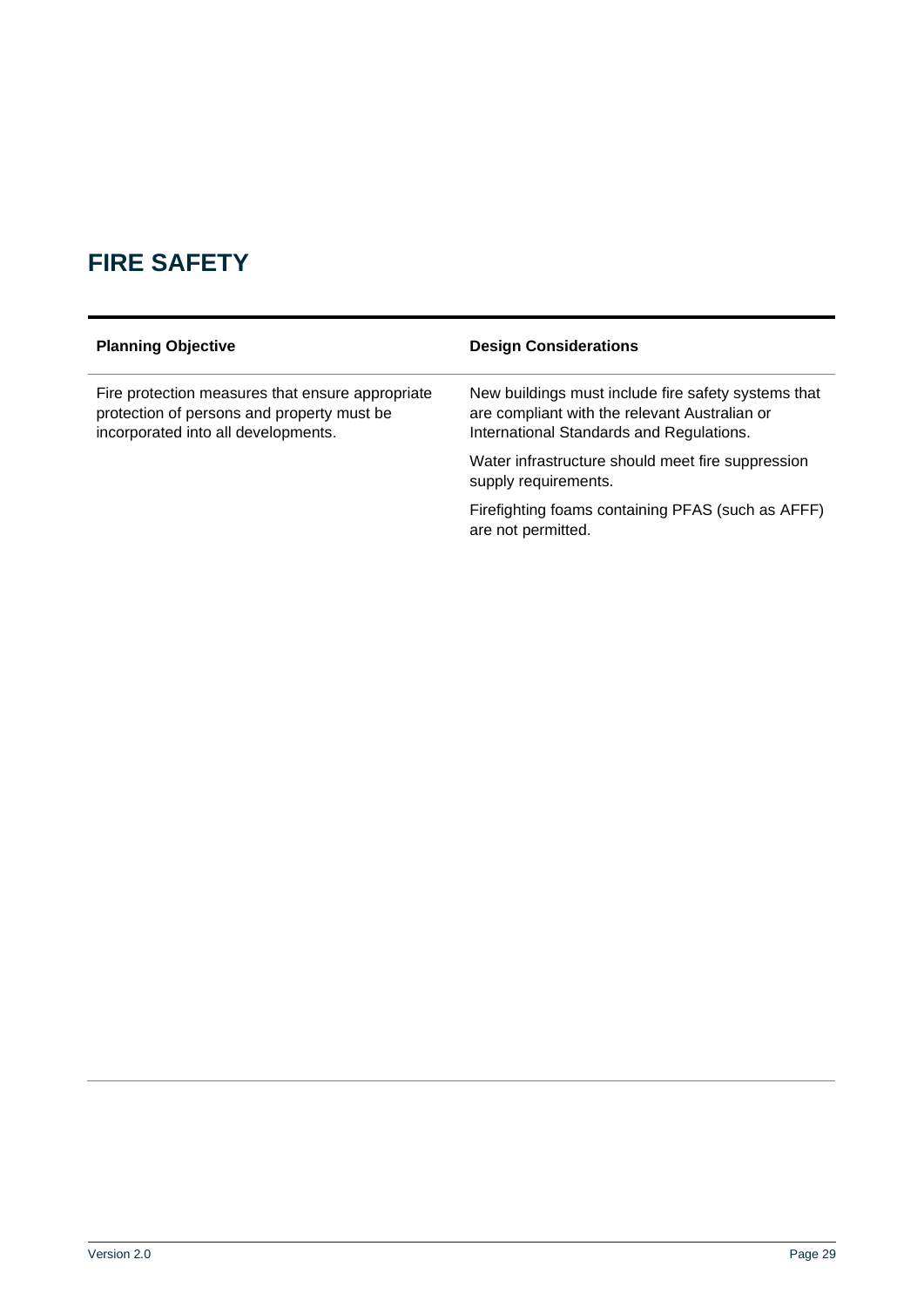## FIRE SAFETY

| Planning Objective | Design Considerations |
|---|---|
| Fire protection measures that ensure appropriate protection of persons and property must be incorporated into all developments. | New buildings must include fire safety systems that are compliant with the relevant Australian or International Standards and Regulations.<br><br>Water infrastructure should meet fire suppression supply requirements.<br><br>Firefighting foams containing PFAS (such as AFFF) are not permitted. |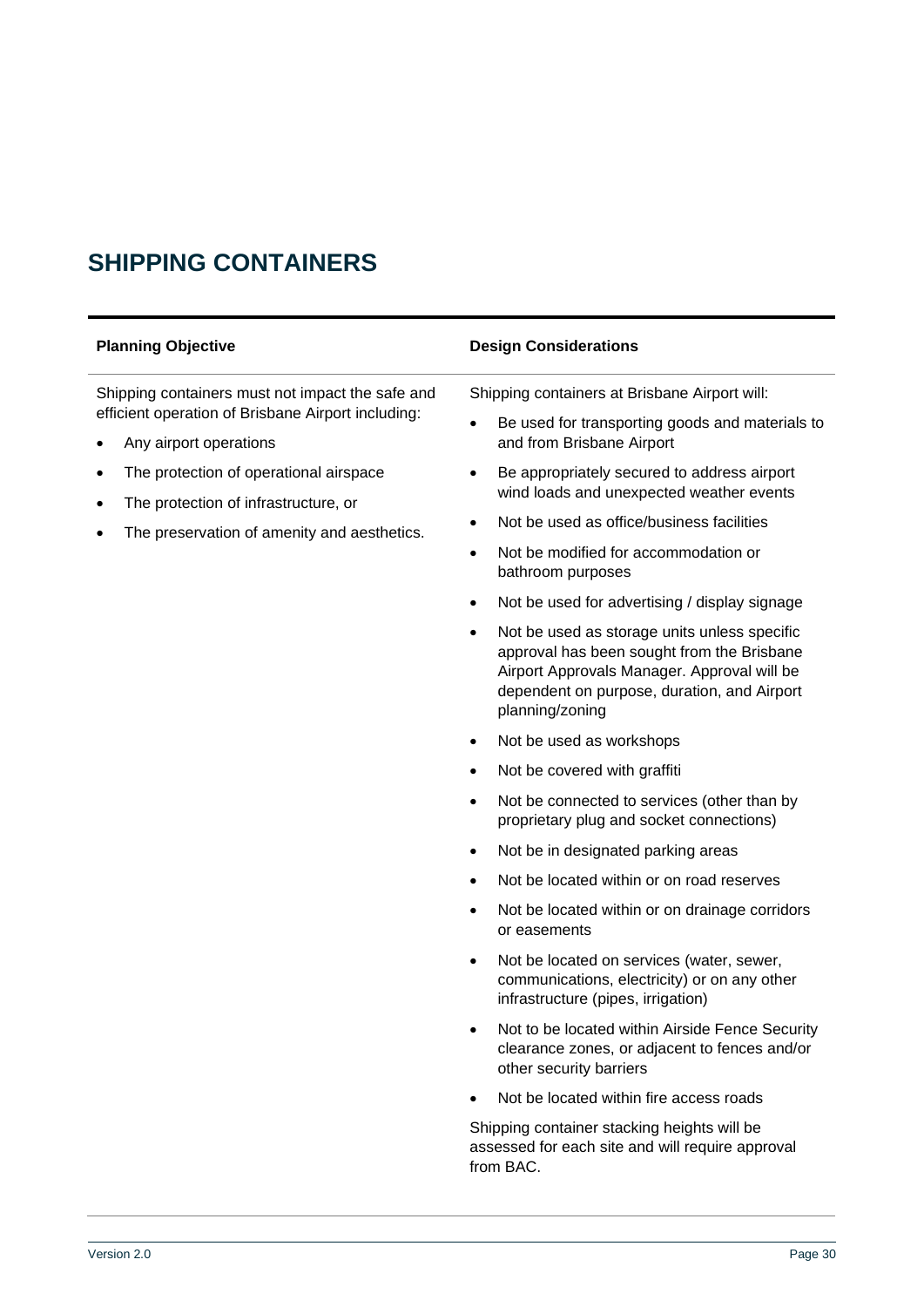# SHIPPING CONTAINERS

| Planning Objective | Design Considerations |
|---|---|
| Shipping containers must not impact the safe and efficient operation of Brisbane Airport including:<br>• Any airport operations<br>• The protection of operational airspace<br>• The protection of infrastructure, or<br>• The preservation of amenity and aesthetics. | Shipping containers at Brisbane Airport will:<br>• Be used for transporting goods and materials to and from Brisbane Airport<br>• Be appropriately secured to address airport wind loads and unexpected weather events<br>• Not be used as office/business facilities<br>• Not be modified for accommodation or bathroom purposes<br>• Not be used for advertising / display signage<br>• Not be used as storage units unless specific approval has been sought from the Brisbane Airport Approvals Manager. Approval will be dependent on purpose, duration, and Airport planning/zoning<br>• Not be used as workshops<br>• Not be covered with graffiti<br>• Not be connected to services (other than by proprietary plug and socket connections)<br>• Not be in designated parking areas<br>• Not be located within or on road reserves<br>• Not be located within or on drainage corridors or easements<br>• Not be located on services (water, sewer, communications, electricity) or on any other infrastructure (pipes, irrigation)<br>• Not to be located within Airside Fence Security clearance zones, or adjacent to fences and/or other security barriers<br>• Not be located within fire access roads<br><br>Shipping container stacking heights will be assessed for each site and will require approval from BAC. |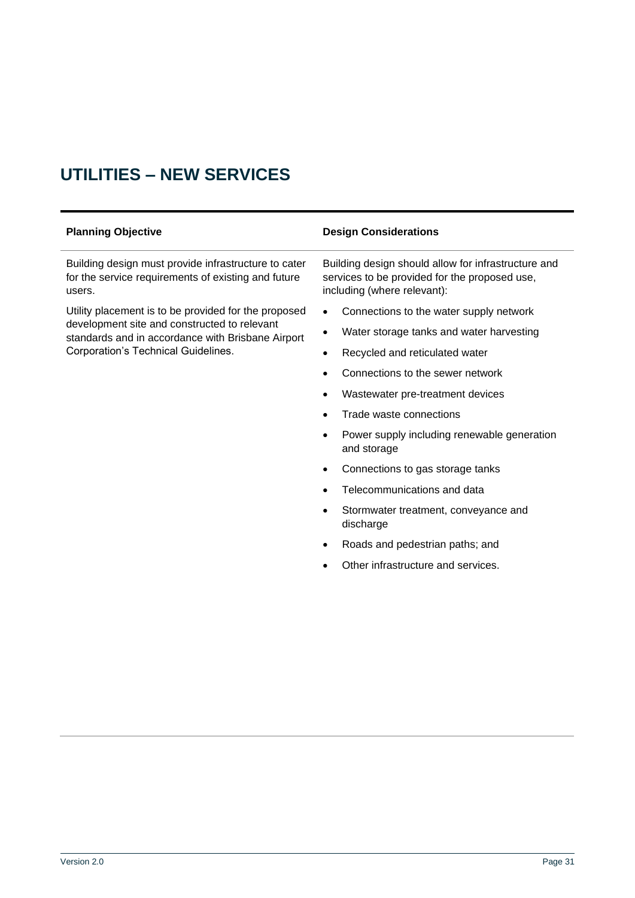## UTILITIES – NEW SERVICES

| Planning Objective | Design Considerations |
| --- | --- |
| Building design must provide infrastructure to cater for the service requirements of existing and future users.<br><br>Utility placement is to be provided for the proposed development site and constructed to relevant standards and in accordance with Brisbane Airport Corporation's Technical Guidelines. | Building design should allow for infrastructure and services to be provided for the proposed use, including (where relevant):<br><br>• Connections to the water supply network<br>• Water storage tanks and water harvesting<br>• Recycled and reticulated water<br>• Connections to the sewer network<br>• Wastewater pre-treatment devices<br>• Trade waste connections<br>• Power supply including renewable generation and storage<br>• Connections to gas storage tanks<br>• Telecommunications and data<br>• Stormwater treatment, conveyance and discharge<br>• Roads and pedestrian paths; and<br>• Other infrastructure and services. |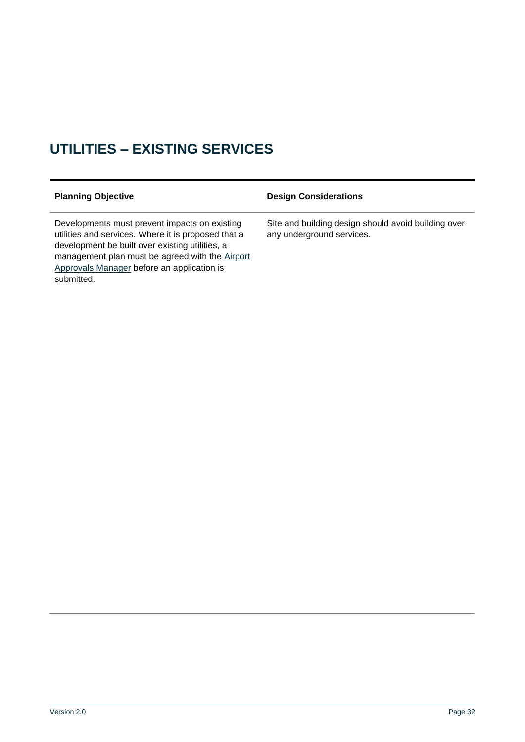# UTILITIES – EXISTING SERVICES

| Planning Objective | Design Considerations |
| --- | --- |
| Developments must prevent impacts on existing utilities and services. Where it is proposed that a development be built over existing utilities, a management plan must be agreed with the Airport Approvals Manager before an application is submitted. | Site and building design should avoid building over any underground services. |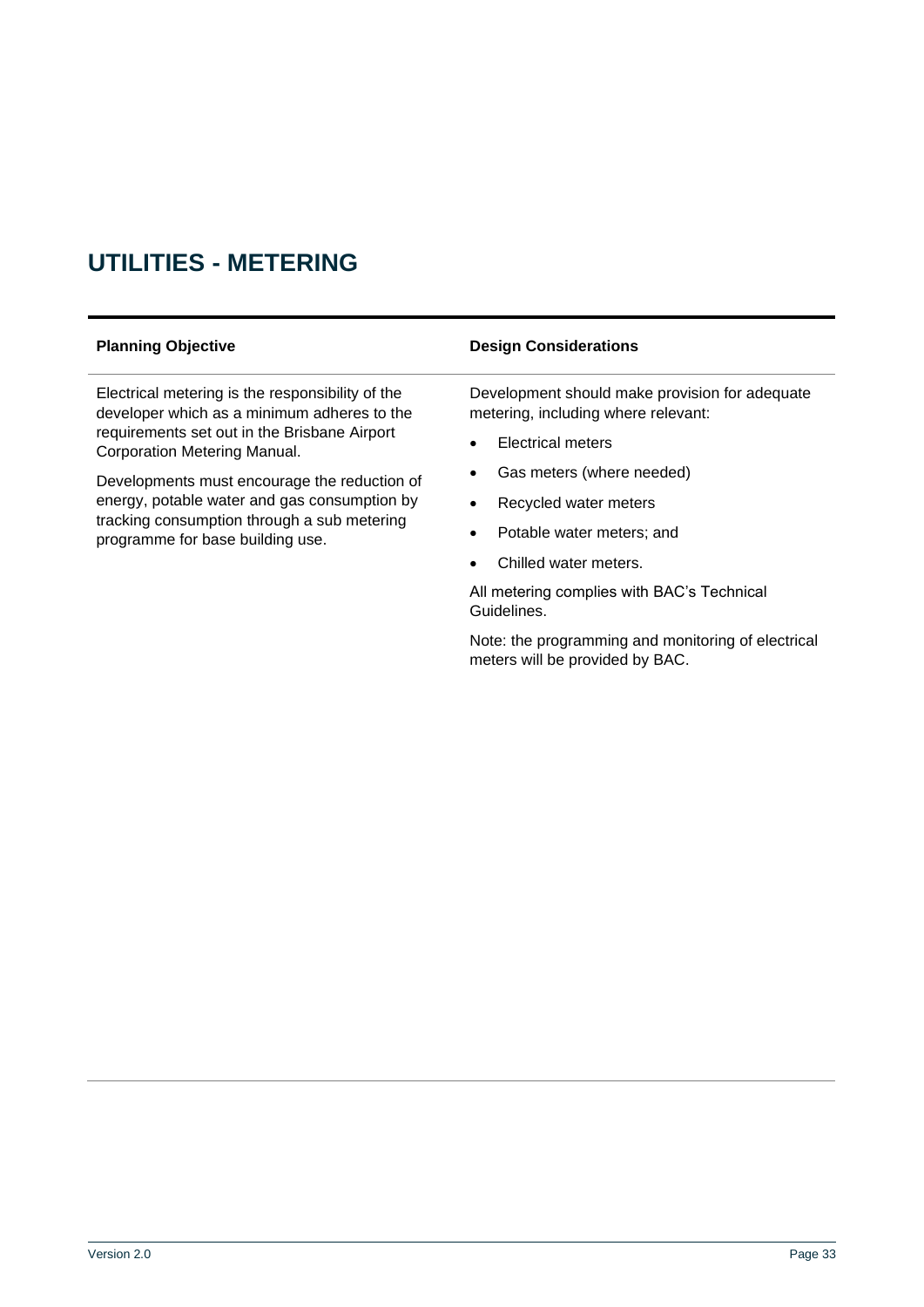# UTILITIES - METERING

| Planning Objective | Design Considerations |
|---|---|
| Electrical metering is the responsibility of the developer which as a minimum adheres to the requirements set out in the Brisbane Airport Corporation Metering Manual.<br><br>Developments must encourage the reduction of energy, potable water and gas consumption by tracking consumption through a sub metering programme for base building use. | Development should make provision for adequate metering, including where relevant:<br><br>• Electrical meters<br>• Gas meters (where needed)<br>• Recycled water meters<br>• Potable water meters; and<br>• Chilled water meters.<br><br>All metering complies with BAC's Technical Guidelines.<br><br>Note: the programming and monitoring of electrical meters will be provided by BAC. |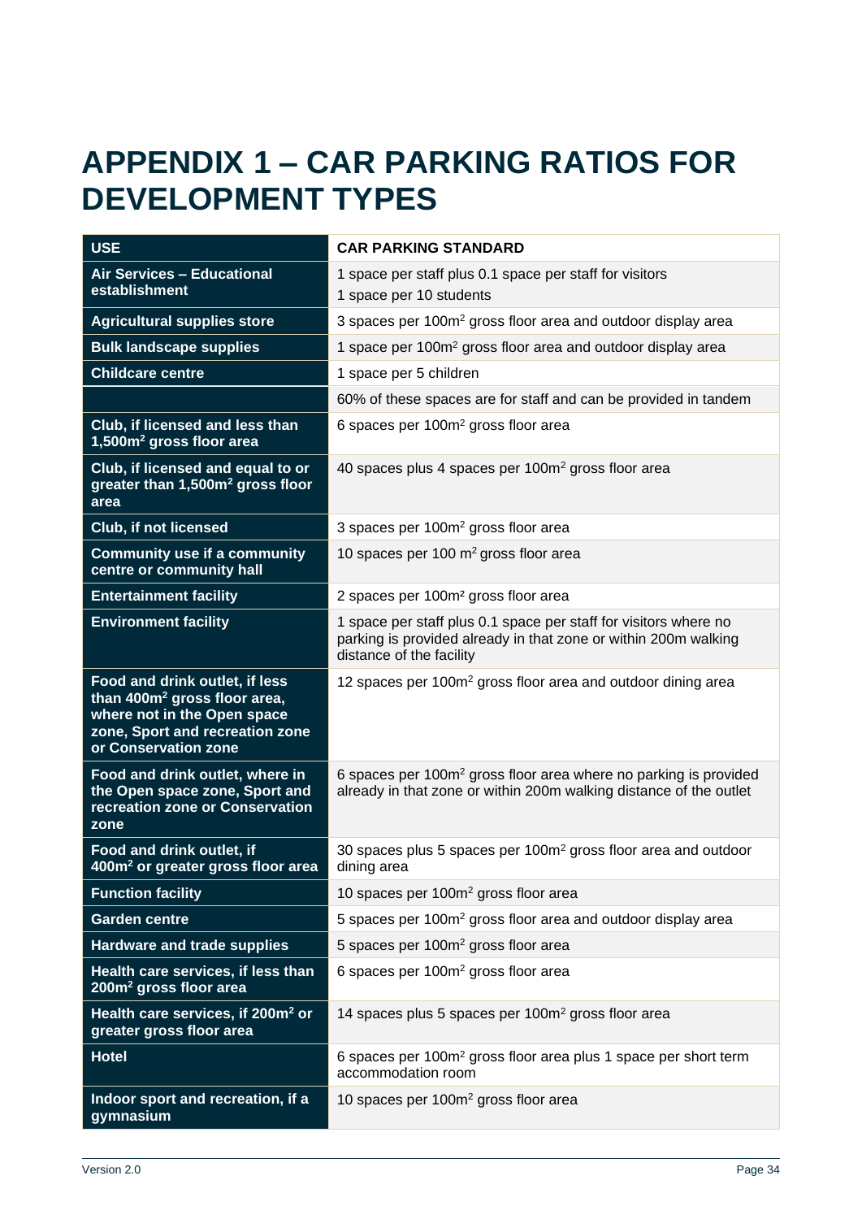# APPENDIX 1 – CAR PARKING RATIOS FOR DEVELOPMENT TYPES

| USE | CAR PARKING STANDARD |
|---|---|
| **Air Services – Educational establishment** | 1 space per staff plus 0.1 space per staff for visitors<br>1 space per 10 students |
| **Agricultural supplies store** | 3 spaces per 100m$^2$ gross floor area and outdoor display area |
| **Bulk landscape supplies** | 1 space per 100m$^2$ gross floor area and outdoor display area |
| **Childcare centre** | 1 space per 5 children |
| | 60% of these spaces are for staff and can be provided in tandem |
| **Club, if licensed and less than 1,500m$^2$ gross floor area** | 6 spaces per 100m$^2$ gross floor area |
| **Club, if licensed and equal to or greater than 1,500m$^2$ gross floor area** | 40 spaces plus 4 spaces per 100m$^2$ gross floor area |
| **Club, if not licensed** | 3 spaces per 100m$^2$ gross floor area |
| **Community use if a community centre or community hall** | 10 spaces per 100 m$^2$ gross floor area |
| **Entertainment facility** | 2 spaces per 100m$^2$ gross floor area |
| **Environment facility** | 1 space per staff plus 0.1 space per staff for visitors where no parking is provided already in that zone or within 200m walking distance of the facility |
| **Food and drink outlet, if less than 400m$^2$ gross floor area, where not in the Open space zone, Sport and recreation zone or Conservation zone** | 12 spaces per 100m$^2$ gross floor area and outdoor dining area |
| **Food and drink outlet, where in the Open space zone, Sport and recreation zone or Conservation zone** | 6 spaces per 100m$^2$ gross floor area where no parking is provided already in that zone or within 200m walking distance of the outlet |
| **Food and drink outlet, if 400m$^2$ or greater gross floor area** | 30 spaces plus 5 spaces per 100m$^2$ gross floor area and outdoor dining area |
| **Function facility** | 10 spaces per 100m$^2$ gross floor area |
| **Garden centre** | 5 spaces per 100m$^2$ gross floor area and outdoor display area |
| **Hardware and trade supplies** | 5 spaces per 100m$^2$ gross floor area |
| **Health care services, if less than 200m$^2$ gross floor area** | 6 spaces per 100m$^2$ gross floor area |
| **Health care services, if 200m$^2$ or greater gross floor area** | 14 spaces plus 5 spaces per 100m$^2$ gross floor area |
| **Hotel** | 6 spaces per 100m$^2$ gross floor area plus 1 space per short term accommodation room |
| **Indoor sport and recreation, if a gymnasium** | 10 spaces per 100m$^2$ gross floor area |

Version 2.0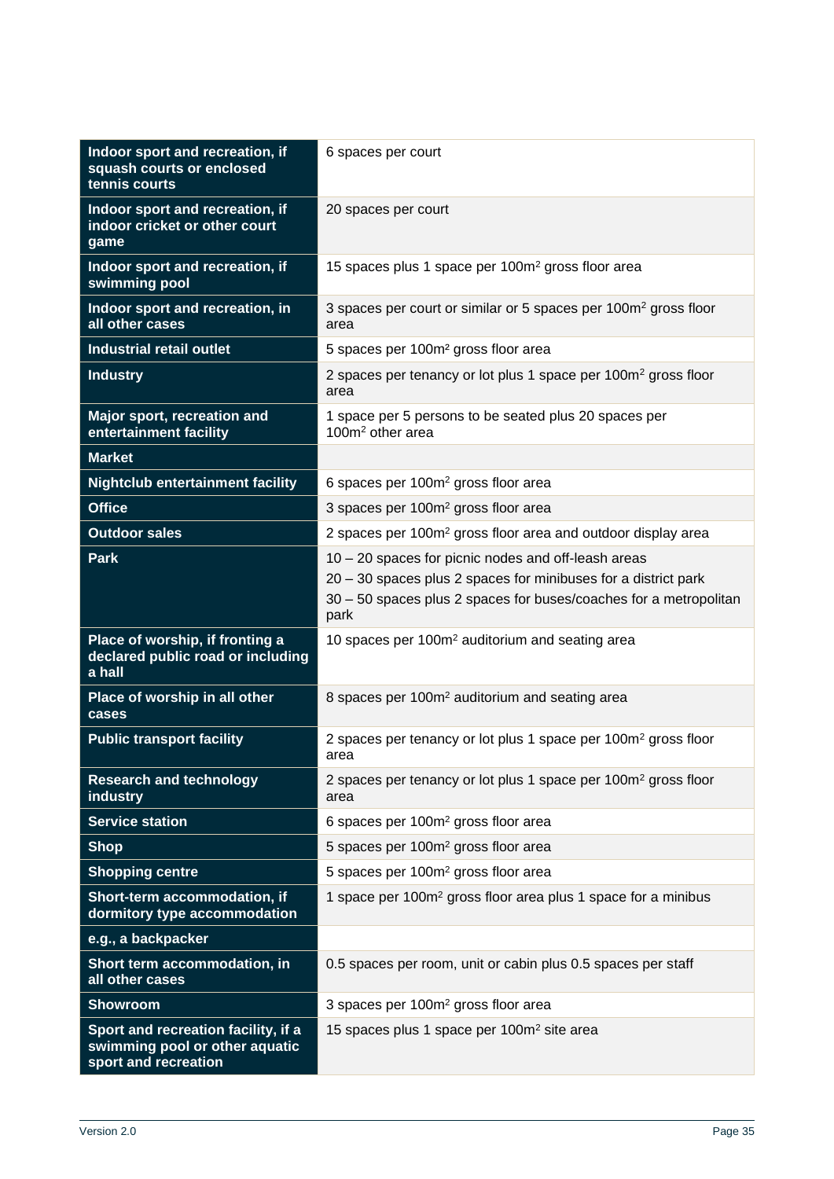| | |
|---|---|
| **Indoor sport and recreation, if squash courts or enclosed tennis courts** | 6 spaces per court |
| **Indoor sport and recreation, if indoor cricket or other court game** | 20 spaces per court |
| **Indoor sport and recreation, if swimming pool** | 15 spaces plus 1 space per 100m² gross floor area |
| **Indoor sport and recreation, in all other cases** | 3 spaces per court or similar or 5 spaces per 100m² gross floor area |
| **Industrial retail outlet** | 5 spaces per 100m² gross floor area |
| **Industry** | 2 spaces per tenancy or lot plus 1 space per 100m² gross floor area |
| **Major sport, recreation and entertainment facility** | 1 space per 5 persons to be seated plus 20 spaces per 100m² other area |
| **Market** | |
| **Nightclub entertainment facility** | 6 spaces per 100m² gross floor area |
| **Office** | 3 spaces per 100m² gross floor area |
| **Outdoor sales** | 2 spaces per 100m² gross floor area and outdoor display area |
| **Park** | 10 – 20 spaces for picnic nodes and off-leash areas<br>20 – 30 spaces plus 2 spaces for minibuses for a district park<br>30 – 50 spaces plus 2 spaces for buses/coaches for a metropolitan park |
| **Place of worship, if fronting a declared public road or including a hall** | 10 spaces per 100m² auditorium and seating area |
| **Place of worship in all other cases** | 8 spaces per 100m² auditorium and seating area |
| **Public transport facility** | 2 spaces per tenancy or lot plus 1 space per 100m² gross floor area |
| **Research and technology industry** | 2 spaces per tenancy or lot plus 1 space per 100m² gross floor area |
| **Service station** | 6 spaces per 100m² gross floor area |
| **Shop** | 5 spaces per 100m² gross floor area |
| **Shopping centre** | 5 spaces per 100m² gross floor area |
| **Short-term accommodation, if dormitory type accommodation** | 1 space per 100m² gross floor area plus 1 space for a minibus |
| **e.g., a backpacker** | |
| **Short term accommodation, in all other cases** | 0.5 spaces per room, unit or cabin plus 0.5 spaces per staff |
| **Showroom** | 3 spaces per 100m² gross floor area |
| **Sport and recreation facility, if a swimming pool or other aquatic sport and recreation** | 15 spaces plus 1 space per 100m² site area |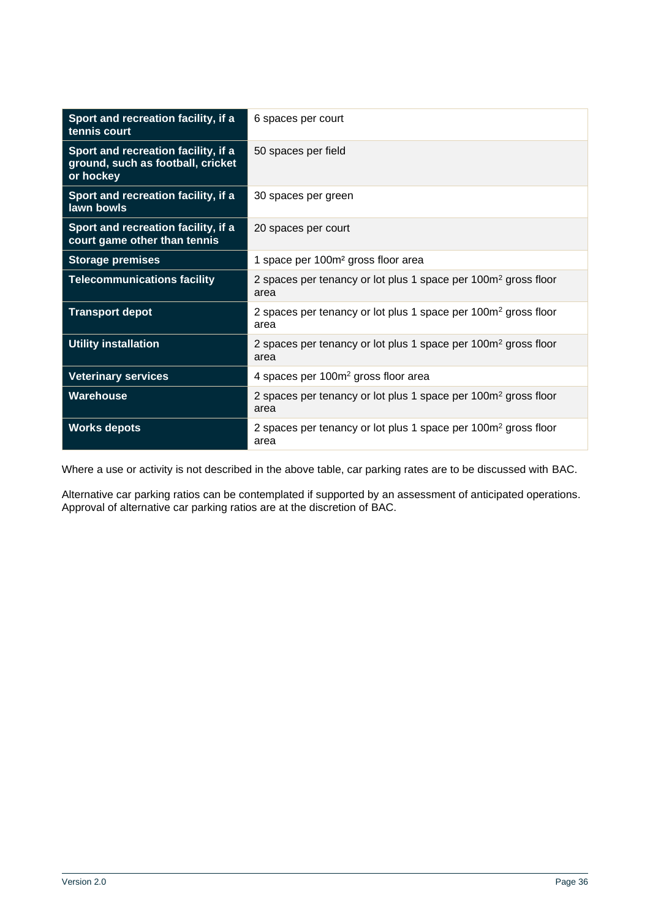| | |
|---|---|
| **Sport and recreation facility, if a tennis court** | 6 spaces per court |
| **Sport and recreation facility, if a ground, such as football, cricket or hockey** | 50 spaces per field |
| **Sport and recreation facility, if a lawn bowls** | 30 spaces per green |
| **Sport and recreation facility, if a court game other than tennis** | 20 spaces per court |
| **Storage premises** | 1 space per $100m^2$ gross floor area |
| **Telecommunications facility** | 2 spaces per tenancy or lot plus 1 space per $100m^2$ gross floor area |
| **Transport depot** | 2 spaces per tenancy or lot plus 1 space per $100m^2$ gross floor area |
| **Utility installation** | 2 spaces per tenancy or lot plus 1 space per $100m^2$ gross floor area |
| **Veterinary services** | 4 spaces per $100m^2$ gross floor area |
| **Warehouse** | 2 spaces per tenancy or lot plus 1 space per $100m^2$ gross floor area |
| **Works depots** | 2 spaces per tenancy or lot plus 1 space per $100m^2$ gross floor area |

Where a use or activity is not described in the above table, car parking rates are to be discussed with BAC.

Alternative car parking ratios can be contemplated if supported by an assessment of anticipated operations. Approval of alternative car parking ratios are at the discretion of BAC.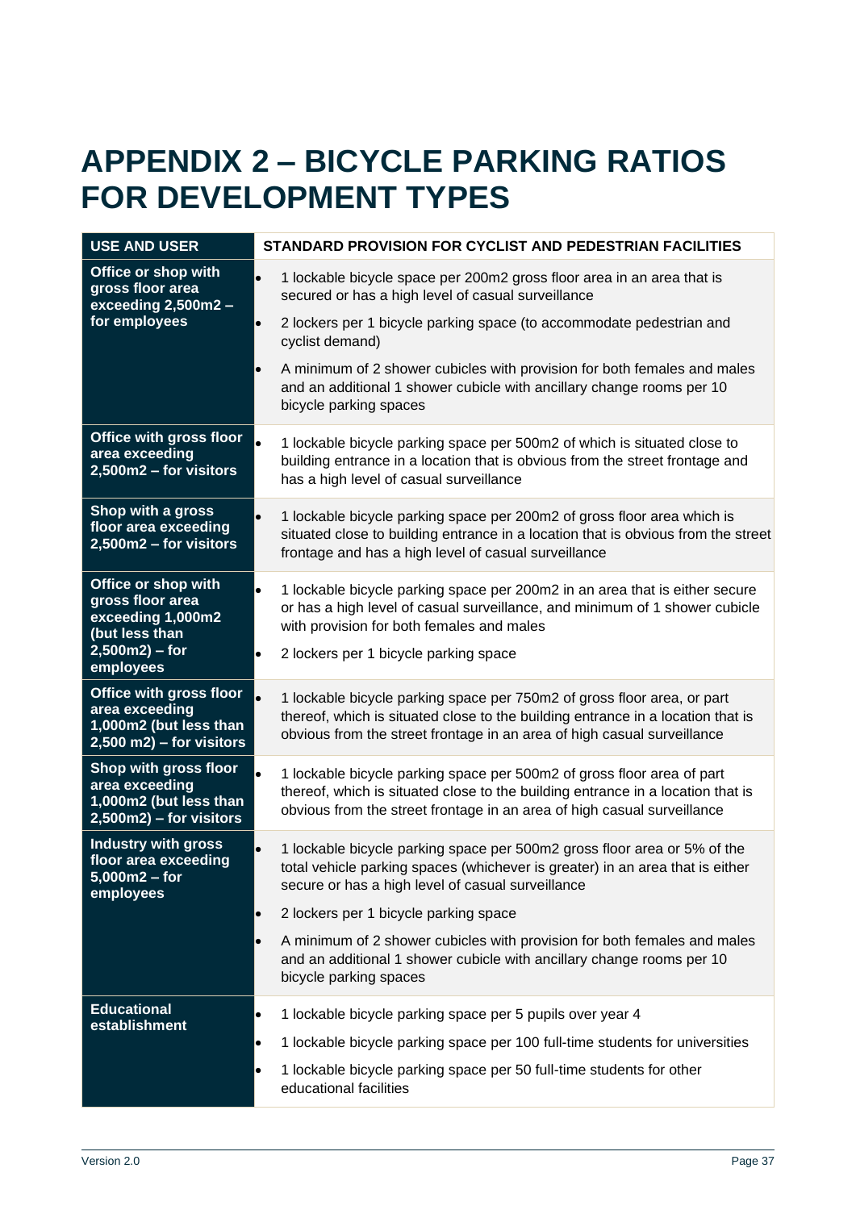# APPENDIX 2 – BICYCLE PARKING RATIOS FOR DEVELOPMENT TYPES

| USE AND USER | STANDARD PROVISION FOR CYCLIST AND PEDESTRIAN FACILITIES |
| --- | --- |
| **Office or shop with gross floor area exceeding 2,500m2 – for employees** | • 1 lockable bicycle space per 200m2 gross floor area in an area that is secured or has a high level of casual surveillance<br>• 2 lockers per 1 bicycle parking space (to accommodate pedestrian and cyclist demand)<br>• A minimum of 2 shower cubicles with provision for both females and males and an additional 1 shower cubicle with ancillary change rooms per 10 bicycle parking spaces |
| **Office with gross floor area exceeding 2,500m2 – for visitors** | • 1 lockable bicycle parking space per 500m2 of which is situated close to building entrance in a location that is obvious from the street frontage and has a high level of casual surveillance |
| **Shop with a gross floor area exceeding 2,500m2 – for visitors** | • 1 lockable bicycle parking space per 200m2 of gross floor area which is situated close to building entrance in a location that is obvious from the street frontage and has a high level of casual surveillance |
| **Office or shop with gross floor area exceeding 1,000m2 (but less than 2,500m2) – for employees** | • 1 lockable bicycle parking space per 200m2 in an area that is either secure or has a high level of casual surveillance, and minimum of 1 shower cubicle with provision for both females and males<br>• 2 lockers per 1 bicycle parking space |
| **Office with gross floor area exceeding 1,000m2 (but less than 2,500 m2) – for visitors** | • 1 lockable bicycle parking space per 750m2 of gross floor area, or part thereof, which is situated close to the building entrance in a location that is obvious from the street frontage in an area of high casual surveillance |
| **Shop with gross floor area exceeding 1,000m2 (but less than 2,500m2) – for visitors** | • 1 lockable bicycle parking space per 500m2 of gross floor area of part thereof, which is situated close to the building entrance in a location that is obvious from the street frontage in an area of high casual surveillance |
| **Industry with gross floor area exceeding 5,000m2 – for employees** | • 1 lockable bicycle parking space per 500m2 gross floor area or 5% of the total vehicle parking spaces (whichever is greater) in an area that is either secure or has a high level of casual surveillance<br>• 2 lockers per 1 bicycle parking space<br>• A minimum of 2 shower cubicles with provision for both females and males and an additional 1 shower cubicle with ancillary change rooms per 10 bicycle parking spaces |
| **Educational establishment** | • 1 lockable bicycle parking space per 5 pupils over year 4<br>• 1 lockable bicycle parking space per 100 full-time students for universities<br>• 1 lockable bicycle parking space per 50 full-time students for other educational facilities |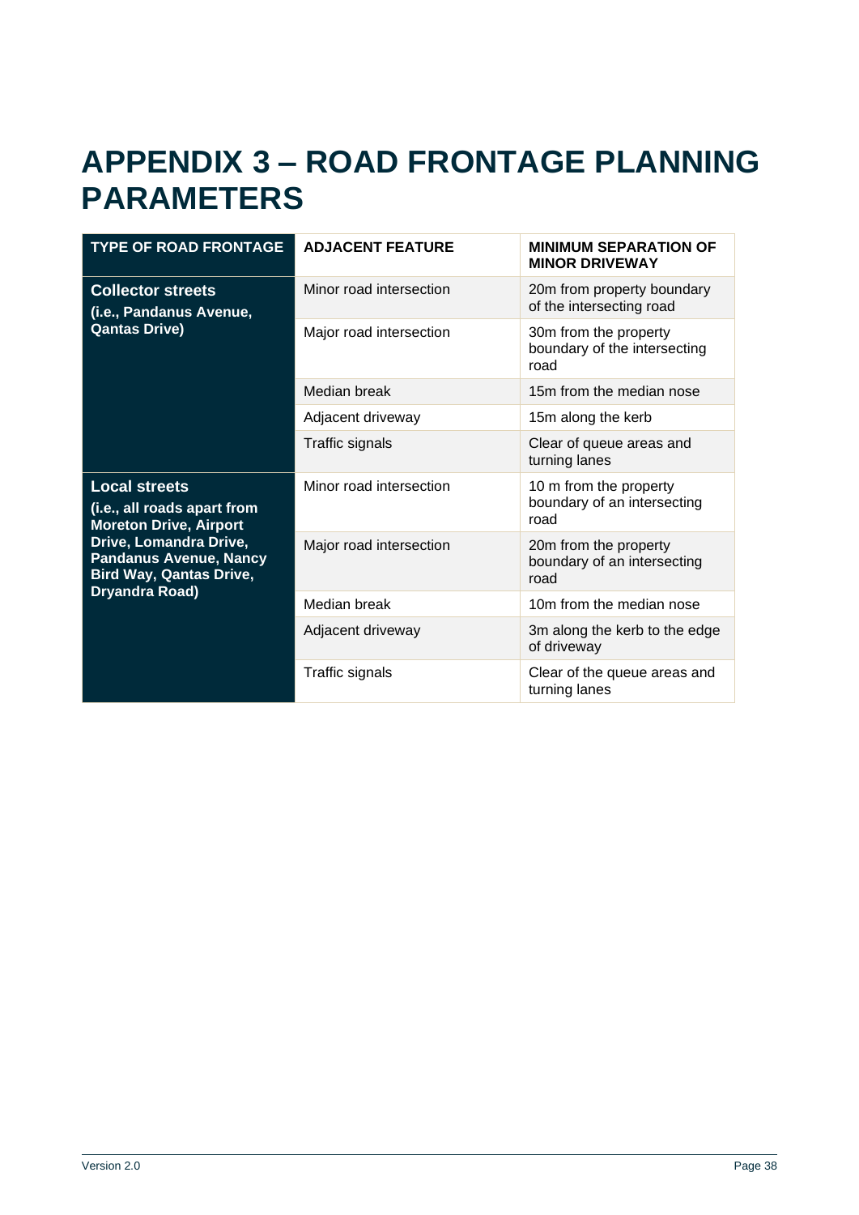# APPENDIX 3 – ROAD FRONTAGE PLANNING PARAMETERS

| TYPE OF ROAD FRONTAGE | ADJACENT FEATURE | MINIMUM SEPARATION OF MINOR DRIVEWAY |
|---|---|---|
| **Collector streets** **(i.e., Pandanus Avenue, Qantas Drive)** | Minor road intersection | 20m from property boundary of the intersecting road |
| | Major road intersection | 30m from the property boundary of the intersecting road |
| | Median break | 15m from the median nose |
| | Adjacent driveway | 15m along the kerb |
| | Traffic signals | Clear of queue areas and turning lanes |
| **Local streets** **(i.e., all roads apart from Moreton Drive, Airport Drive, Lomandra Drive, Pandanus Avenue, Nancy Bird Way, Qantas Drive, Dryandra Road)** | Minor road intersection | 10 m from the property boundary of an intersecting road |
| | Major road intersection | 20m from the property boundary of an intersecting road |
| | Median break | 10m from the median nose |
| | Adjacent driveway | 3m along the kerb to the edge of driveway |
| | Traffic signals | Clear of the queue areas and turning lanes |